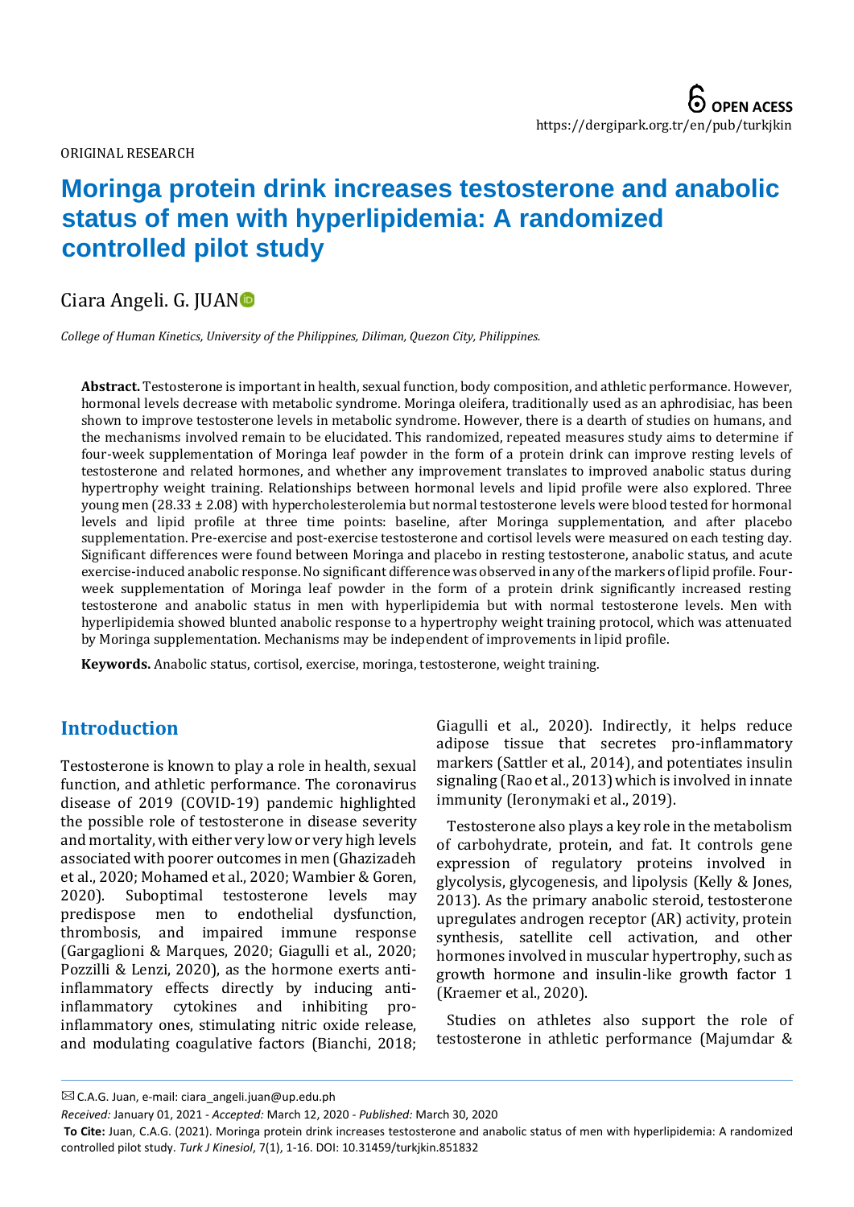ORIGINAL RESEARCH

# Moringa protein drink increases testosterone and anabolic status of men with hyperlipidemia: A randomized controlled pilot study

Ciara Angeli. G. JUAN

*College of Human Kinetics, University of the Philippines, Diliman, Quezon City, Philippines.*

**Abstract.** Testosterone is important in health, sexual function, body composition, and athletic performance. However, hormonal levels decrease with metabolic syndrome. Moringa oleifera, traditionally used as an aphrodisiac, has been shown to improve testosterone levels in metabolic syndrome. However, there is a dearth of studies on humans, and the mechanisms involved remain to be elucidated. This randomized, repeated measures study aims to determine if four-week supplementation of Moringa leaf powder in the form of a protein drink can improve resting levels of testosterone and related hormones, and whether any improvement translates to improved anabolic status during hypertrophy weight training. Relationships between hormonal levels and lipid profile were also explored. Three young men (28.33 ± 2.08) with hypercholesterolemia but normal testosterone levels were blood tested for hormonal levels and lipid profile at three time points: baseline, after Moringa supplementation, and after placebo supplementation. Pre-exercise and post-exercise testosterone and cortisol levels were measured on each testing day. Significant differences were found between Moringa and placebo in resting testosterone, anabolic status, and acute exercise-induced anabolic response. No significant difference was observed in any of the markers of lipid profile. Four-week supplementation of Moringa leaf powder in the form of a protein drink significantly increased resting testosterone and anabolic status in men with hyperlipidemia but with normal testosterone levels. Men with hyperlipidemia showed blunted anabolic response to a hypertrophy weight training protocol, which was attenuated by Moringa supplementation. Mechanisms may be independent of improvements in lipid profile.

**Keywords.** Anabolic status, cortisol, exercise, moringa, testosterone, weight training.

## Introduction

Testosterone is known to play a role in health, sexual function, and athletic performance. The coronavirus disease of 2019 (COVID-19) pandemic highlighted the possible role of testosterone in disease severity and mortality, with either very low or very high levels associated with poorer outcomes in men (Ghazizadeh et al., 2020; Mohamed et al., 2020; Wambier & Goren, 2020). Suboptimal testosterone levels may predispose men to endothelial dysfunction, thrombosis, and impaired immune response (Gargaglioni & Marques, 2020; Giagulli et al., 2020; Pozzilli & Lenzi, 2020), as the hormone exerts anti-inflammatory effects directly by inducing anti-inflammatory cytokines and inhibiting pro-inflammatory ones, stimulating nitric oxide release, and modulating coagulative factors (Bianchi, 2018; Giagulli et al., 2020). Indirectly, it helps reduce adipose tissue that secretes pro-inflammatory markers (Sattler et al., 2014), and potentiates insulin signaling (Rao et al., 2013) which is involved in innate immunity (Ieronymaki et al., 2019).

Testosterone also plays a key role in the metabolism of carbohydrate, protein, and fat. It controls gene expression of regulatory proteins involved in glycolysis, glycogenesis, and lipolysis (Kelly & Jones, 2013). As the primary anabolic steroid, testosterone upregulates androgen receptor (AR) activity, protein synthesis, satellite cell activation, and other hormones involved in muscular hypertrophy, such as growth hormone and insulin-like growth factor 1 (Kraemer et al., 2020).

Studies on athletes also support the role of testosterone in athletic performance (Majumdar &

---

✉ C.A.G. Juan, e-mail: ciara_angeli.juan@up.edu.ph

*Received:* January 01, 2021 - *Accepted:* March 12, 2020 - *Published:* March 30, 2020

**To Cite:** Juan, C.A.G. (2021). Moringa protein drink increases testosterone and anabolic status of men with hyperlipidemia: A randomized controlled pilot study. *Turk J Kinesiol*, 7(1), 1-16. DOI: 10.31459/turkjkin.851832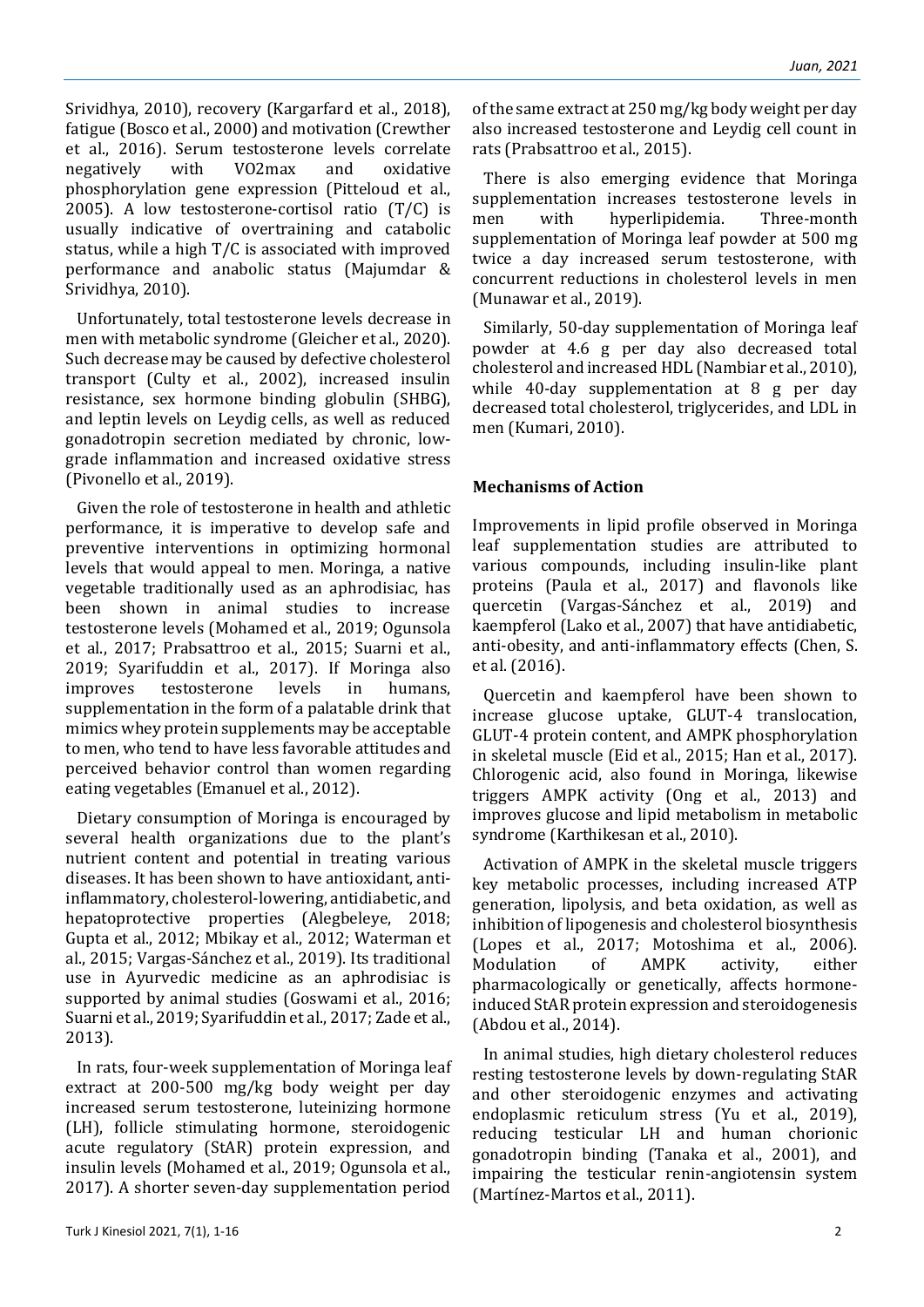Srividhya, 2010), recovery (Kargarfard et al., 2018), fatigue (Bosco et al., 2000) and motivation (Crewther et al., 2016). Serum testosterone levels correlate negatively with VO2max and oxidative phosphorylation gene expression (Pitteloud et al., 2005). A low testosterone-cortisol ratio (T/C) is usually indicative of overtraining and catabolic status, while a high T/C is associated with improved performance and anabolic status (Majumdar & Srividhya, 2010).

Unfortunately, total testosterone levels decrease in men with metabolic syndrome (Gleicher et al., 2020). Such decrease may be caused by defective cholesterol transport (Culty et al., 2002), increased insulin resistance, sex hormone binding globulin (SHBG), and leptin levels on Leydig cells, as well as reduced gonadotropin secretion mediated by chronic, low-grade inflammation and increased oxidative stress (Pivonello et al., 2019).

Given the role of testosterone in health and athletic performance, it is imperative to develop safe and preventive interventions in optimizing hormonal levels that would appeal to men. Moringa, a native vegetable traditionally used as an aphrodisiac, has been shown in animal studies to increase testosterone levels (Mohamed et al., 2019; Ogunsola et al., 2017; Prabsattroo et al., 2015; Suarni et al., 2019; Syarifuddin et al., 2017). If Moringa also improves testosterone levels in humans, supplementation in the form of a palatable drink that mimics whey protein supplements may be acceptable to men, who tend to have less favorable attitudes and perceived behavior control than women regarding eating vegetables (Emanuel et al., 2012).

Dietary consumption of Moringa is encouraged by several health organizations due to the plant's nutrient content and potential in treating various diseases. It has been shown to have antioxidant, anti-inflammatory, cholesterol-lowering, antidiabetic, and hepatoprotective properties (Alegbeleye, 2018; Gupta et al., 2012; Mbikay et al., 2012; Waterman et al., 2015; Vargas-Sánchez et al., 2019). Its traditional use in Ayurvedic medicine as an aphrodisiac is supported by animal studies (Goswami et al., 2016; Suarni et al., 2019; Syarifuddin et al., 2017; Zade et al., 2013).

In rats, four-week supplementation of Moringa leaf extract at 200-500 mg/kg body weight per day increased serum testosterone, luteinizing hormone (LH), follicle stimulating hormone, steroidogenic acute regulatory (StAR) protein expression, and insulin levels (Mohamed et al., 2019; Ogunsola et al., 2017). A shorter seven-day supplementation period of the same extract at 250 mg/kg body weight per day also increased testosterone and Leydig cell count in rats (Prabsattroo et al., 2015).

There is also emerging evidence that Moringa supplementation increases testosterone levels in men with hyperlipidemia. Three-month supplementation of Moringa leaf powder at 500 mg twice a day increased serum testosterone, with concurrent reductions in cholesterol levels in men (Munawar et al., 2019).

Similarly, 50-day supplementation of Moringa leaf powder at 4.6 g per day also decreased total cholesterol and increased HDL (Nambiar et al., 2010), while 40-day supplementation at 8 g per day decreased total cholesterol, triglycerides, and LDL in men (Kumari, 2010).

## Mechanisms of Action

Improvements in lipid profile observed in Moringa leaf supplementation studies are attributed to various compounds, including insulin-like plant proteins (Paula et al., 2017) and flavonols like quercetin (Vargas-Sánchez et al., 2019) and kaempferol (Lako et al., 2007) that have antidiabetic, anti-obesity, and anti-inflammatory effects (Chen, S. et al. (2016).

Quercetin and kaempferol have been shown to increase glucose uptake, GLUT-4 translocation, GLUT-4 protein content, and AMPK phosphorylation in skeletal muscle (Eid et al., 2015; Han et al., 2017). Chlorogenic acid, also found in Moringa, likewise triggers AMPK activity (Ong et al., 2013) and improves glucose and lipid metabolism in metabolic syndrome (Karthikesan et al., 2010).

Activation of AMPK in the skeletal muscle triggers key metabolic processes, including increased ATP generation, lipolysis, and beta oxidation, as well as inhibition of lipogenesis and cholesterol biosynthesis (Lopes et al., 2017; Motoshima et al., 2006). Modulation of AMPK activity, either pharmacologically or genetically, affects hormone-induced StAR protein expression and steroidogenesis (Abdou et al., 2014).

In animal studies, high dietary cholesterol reduces resting testosterone levels by down-regulating StAR and other steroidogenic enzymes and activating endoplasmic reticulum stress (Yu et al., 2019), reducing testicular LH and human chorionic gonadotropin binding (Tanaka et al., 2001), and impairing the testicular renin-angiotensin system (Martínez-Martos et al., 2011).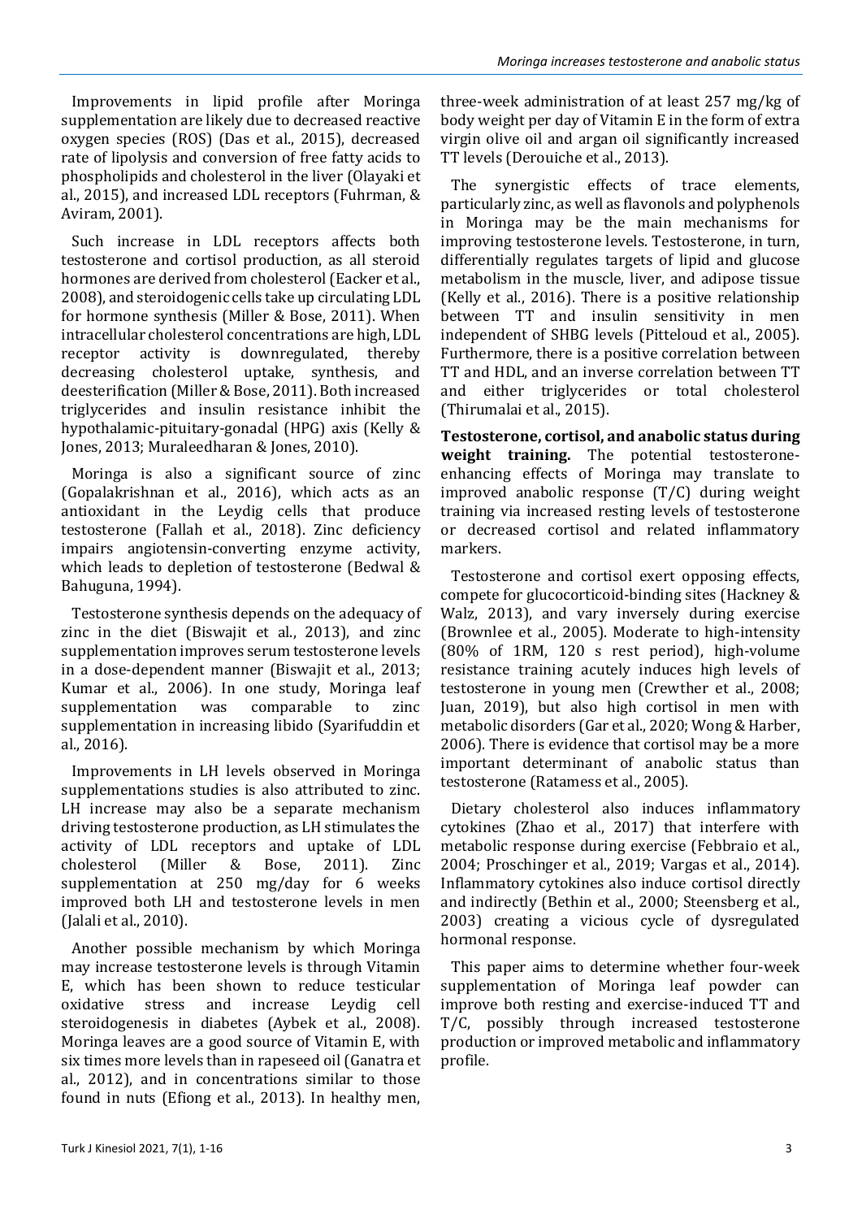Improvements in lipid profile after Moringa supplementation are likely due to decreased reactive oxygen species (ROS) (Das et al., 2015), decreased rate of lipolysis and conversion of free fatty acids to phospholipids and cholesterol in the liver (Olayaki et al., 2015), and increased LDL receptors (Fuhrman, & Aviram, 2001).

Such increase in LDL receptors affects both testosterone and cortisol production, as all steroid hormones are derived from cholesterol (Eacker et al., 2008), and steroidogenic cells take up circulating LDL for hormone synthesis (Miller & Bose, 2011). When intracellular cholesterol concentrations are high, LDL receptor activity is downregulated, thereby decreasing cholesterol uptake, synthesis, and deesterification (Miller & Bose, 2011). Both increased triglycerides and insulin resistance inhibit the hypothalamic-pituitary-gonadal (HPG) axis (Kelly & Jones, 2013; Muraleedharan & Jones, 2010).

Moringa is also a significant source of zinc (Gopalakrishnan et al., 2016), which acts as an antioxidant in the Leydig cells that produce testosterone (Fallah et al., 2018). Zinc deficiency impairs angiotensin-converting enzyme activity, which leads to depletion of testosterone (Bedwal & Bahuguna, 1994).

Testosterone synthesis depends on the adequacy of zinc in the diet (Biswajit et al., 2013), and zinc supplementation improves serum testosterone levels in a dose-dependent manner (Biswajit et al., 2013; Kumar et al., 2006). In one study, Moringa leaf supplementation was comparable to zinc supplementation in increasing libido (Syarifuddin et al., 2016).

Improvements in LH levels observed in Moringa supplementations studies is also attributed to zinc. LH increase may also be a separate mechanism driving testosterone production, as LH stimulates the activity of LDL receptors and uptake of LDL cholesterol (Miller & Bose, 2011). Zinc supplementation at 250 mg/day for 6 weeks improved both LH and testosterone levels in men (Jalali et al., 2010).

Another possible mechanism by which Moringa may increase testosterone levels is through Vitamin E, which has been shown to reduce testicular oxidative stress and increase Leydig cell steroidogenesis in diabetes (Aybek et al., 2008). Moringa leaves are a good source of Vitamin E, with six times more levels than in rapeseed oil (Ganatra et al., 2012), and in concentrations similar to those found in nuts (Efiong et al., 2013). In healthy men, three-week administration of at least 257 mg/kg of body weight per day of Vitamin E in the form of extra virgin olive oil and argan oil significantly increased TT levels (Derouiche et al., 2013).

The synergistic effects of trace elements, particularly zinc, as well as flavonols and polyphenols in Moringa may be the main mechanisms for improving testosterone levels. Testosterone, in turn, differentially regulates targets of lipid and glucose metabolism in the muscle, liver, and adipose tissue (Kelly et al., 2016). There is a positive relationship between TT and insulin sensitivity in men independent of SHBG levels (Pitteloud et al., 2005). Furthermore, there is a positive correlation between TT and HDL, and an inverse correlation between TT and either triglycerides or total cholesterol (Thirumalai et al., 2015).

**Testosterone, cortisol, and anabolic status during weight training.** The potential testosterone-enhancing effects of Moringa may translate to improved anabolic response (T/C) during weight training via increased resting levels of testosterone or decreased cortisol and related inflammatory markers.

Testosterone and cortisol exert opposing effects, compete for glucocorticoid-binding sites (Hackney & Walz, 2013), and vary inversely during exercise (Brownlee et al., 2005). Moderate to high-intensity (80% of 1RM, 120 s rest period), high-volume resistance training acutely induces high levels of testosterone in young men (Crewther et al., 2008; Juan, 2019), but also high cortisol in men with metabolic disorders (Gar et al., 2020; Wong & Harber, 2006). There is evidence that cortisol may be a more important determinant of anabolic status than testosterone (Ratamess et al., 2005).

Dietary cholesterol also induces inflammatory cytokines (Zhao et al., 2017) that interfere with metabolic response during exercise (Febbraio et al., 2004; Proschinger et al., 2019; Vargas et al., 2014). Inflammatory cytokines also induce cortisol directly and indirectly (Bethin et al., 2000; Steensberg et al., 2003) creating a vicious cycle of dysregulated hormonal response.

This paper aims to determine whether four-week supplementation of Moringa leaf powder can improve both resting and exercise-induced TT and T/C, possibly through increased testosterone production or improved metabolic and inflammatory profile.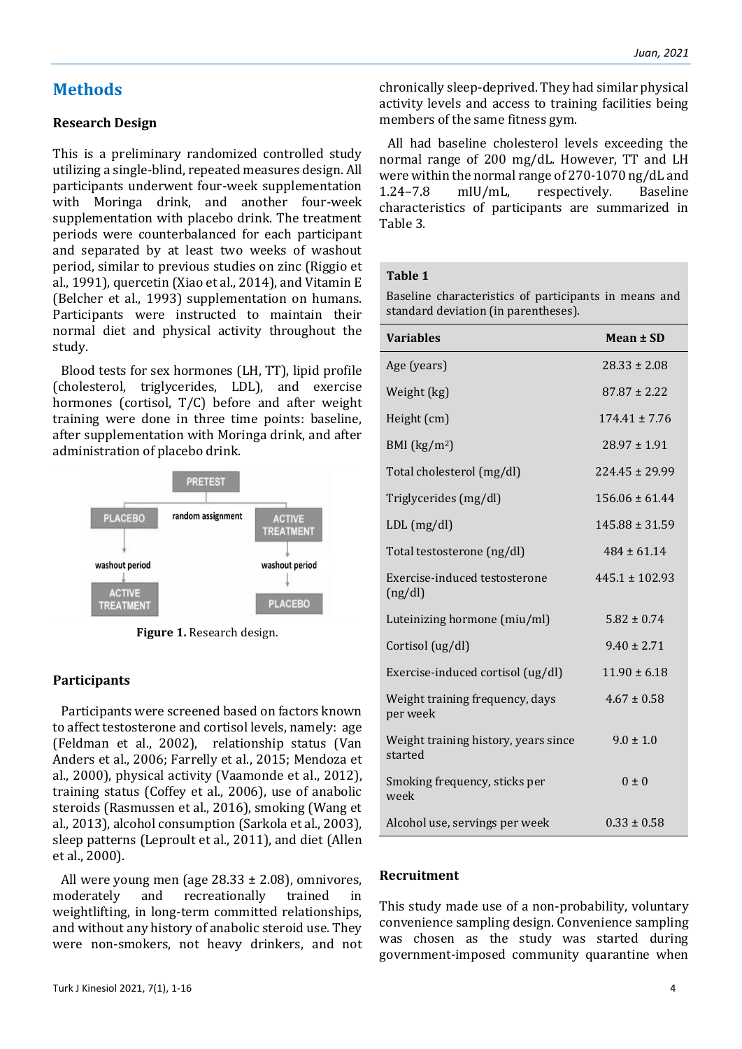## Methods

### Research Design

This is a preliminary randomized controlled study utilizing a single-blind, repeated measures design. All participants underwent four-week supplementation with Moringa drink, and another four-week supplementation with placebo drink. The treatment periods were counterbalanced for each participant and separated by at least two weeks of washout period, similar to previous studies on zinc (Riggio et al., 1991), quercetin (Xiao et al., 2014), and Vitamin E (Belcher et al., 1993) supplementation on humans. Participants were instructed to maintain their normal diet and physical activity throughout the study.

Blood tests for sex hormones (LH, TT), lipid profile (cholesterol, triglycerides, LDL), and exercise hormones (cortisol, T/C) before and after weight training were done in three time points: baseline, after supplementation with Moringa drink, and after administration of placebo drink.

PRETEST

random assignment

PLACEBO → washout period → ACTIVE TREATMENT

ACTIVE TREATMENT → washout period → PLACEBO

**Figure 1.** Research design.

### Participants

Participants were screened based on factors known to affect testosterone and cortisol levels, namely: age (Feldman et al., 2002), relationship status (Van Anders et al., 2006; Farrelly et al., 2015; Mendoza et al., 2000), physical activity (Vaamonde et al., 2012), training status (Coffey et al., 2006), use of anabolic steroids (Rasmussen et al., 2016), smoking (Wang et al., 2013), alcohol consumption (Sarkola et al., 2003), sleep patterns (Leproult et al., 2011), and diet (Allen et al., 2000).

All were young men (age 28.33 ± 2.08), omnivores, moderately and recreationally trained in weightlifting, in long-term committed relationships, and without any history of anabolic steroid use. They were non-smokers, not heavy drinkers, and not chronically sleep-deprived. They had similar physical activity levels and access to training facilities being members of the same fitness gym.

All had baseline cholesterol levels exceeding the normal range of 200 mg/dL. However, TT and LH were within the normal range of 270-1070 ng/dL and 1.24–7.8 mIU/mL, respectively. Baseline characteristics of participants are summarized in Table 3.

**Table 1**

Baseline characteristics of participants in means and standard deviation (in parentheses).

| Variables | Mean ± SD |
|---|---|
| Age (years) | 28.33 ± 2.08 |
| Weight (kg) | 87.87 ± 2.22 |
| Height (cm) | 174.41 ± 7.76 |
| BMI (kg/m$^2$) | 28.97 ± 1.91 |
| Total cholesterol (mg/dl) | 224.45 ± 29.99 |
| Triglycerides (mg/dl) | 156.06 ± 61.44 |
| LDL (mg/dl) | 145.88 ± 31.59 |
| Total testosterone (ng/dl) | 484 ± 61.14 |
| Exercise-induced testosterone (ng/dl) | 445.1 ± 102.93 |
| Luteinizing hormone (miu/ml) | 5.82 ± 0.74 |
| Cortisol (ug/dl) | 9.40 ± 2.71 |
| Exercise-induced cortisol (ug/dl) | 11.90 ± 6.18 |
| Weight training frequency, days per week | 4.67 ± 0.58 |
| Weight training history, years since started | 9.0 ± 1.0 |
| Smoking frequency, sticks per week | 0 ± 0 |
| Alcohol use, servings per week | 0.33 ± 0.58 |

### Recruitment

This study made use of a non-probability, voluntary convenience sampling design. Convenience sampling was chosen as the study was started during government-imposed community quarantine when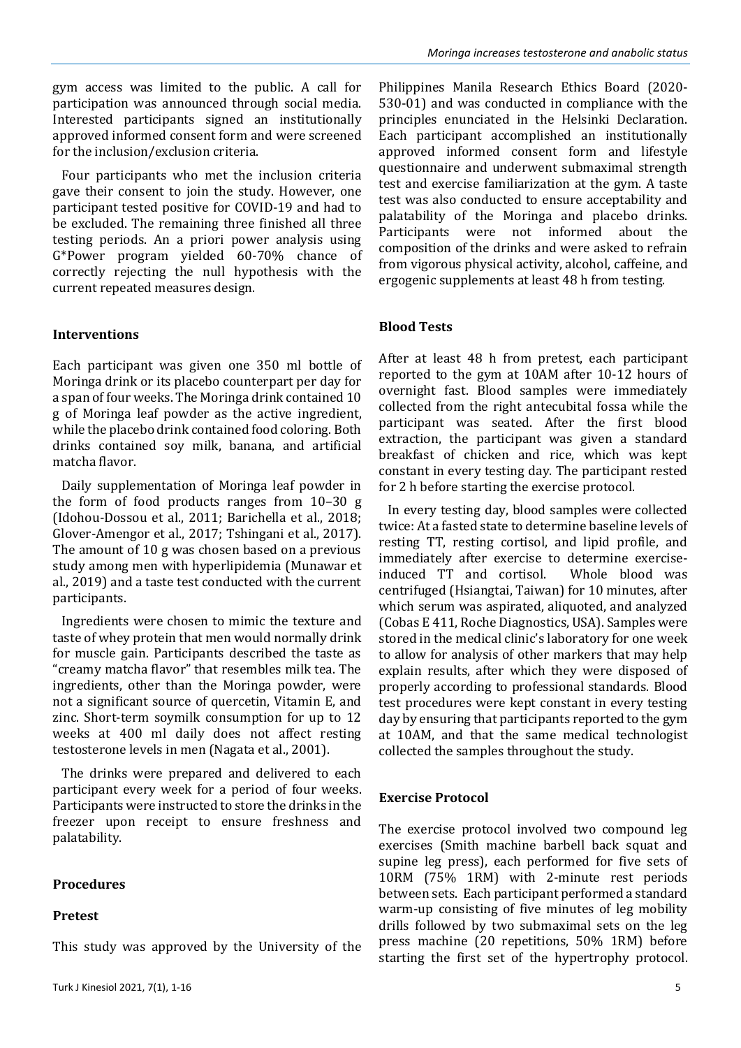gym access was limited to the public. A call for participation was announced through social media. Interested participants signed an institutionally approved informed consent form and were screened for the inclusion/exclusion criteria.

Four participants who met the inclusion criteria gave their consent to join the study. However, one participant tested positive for COVID-19 and had to be excluded. The remaining three finished all three testing periods. An a priori power analysis using G*Power program yielded 60-70% chance of correctly rejecting the null hypothesis with the current repeated measures design.

## Interventions

Each participant was given one 350 ml bottle of Moringa drink or its placebo counterpart per day for a span of four weeks. The Moringa drink contained 10 g of Moringa leaf powder as the active ingredient, while the placebo drink contained food coloring. Both drinks contained soy milk, banana, and artificial matcha flavor.

Daily supplementation of Moringa leaf powder in the form of food products ranges from 10–30 g (Idohou-Dossou et al., 2011; Barichella et al., 2018; Glover-Amengor et al., 2017; Tshingani et al., 2017). The amount of 10 g was chosen based on a previous study among men with hyperlipidemia (Munawar et al., 2019) and a taste test conducted with the current participants.

Ingredients were chosen to mimic the texture and taste of whey protein that men would normally drink for muscle gain. Participants described the taste as "creamy matcha flavor" that resembles milk tea. The ingredients, other than the Moringa powder, were not a significant source of quercetin, Vitamin E, and zinc. Short-term soymilk consumption for up to 12 weeks at 400 ml daily does not affect resting testosterone levels in men (Nagata et al., 2001).

The drinks were prepared and delivered to each participant every week for a period of four weeks. Participants were instructed to store the drinks in the freezer upon receipt to ensure freshness and palatability.

## Procedures

### Pretest

This study was approved by the University of the Philippines Manila Research Ethics Board (2020-530-01) and was conducted in compliance with the principles enunciated in the Helsinki Declaration. Each participant accomplished an institutionally approved informed consent form and lifestyle questionnaire and underwent submaximal strength test and exercise familiarization at the gym. A taste test was also conducted to ensure acceptability and palatability of the Moringa and placebo drinks. Participants were not informed about the composition of the drinks and were asked to refrain from vigorous physical activity, alcohol, caffeine, and ergogenic supplements at least 48 h from testing.

### Blood Tests

After at least 48 h from pretest, each participant reported to the gym at 10AM after 10-12 hours of overnight fast. Blood samples were immediately collected from the right antecubital fossa while the participant was seated. After the first blood extraction, the participant was given a standard breakfast of chicken and rice, which was kept constant in every testing day. The participant rested for 2 h before starting the exercise protocol.

In every testing day, blood samples were collected twice: At a fasted state to determine baseline levels of resting TT, resting cortisol, and lipid profile, and immediately after exercise to determine exercise-induced TT and cortisol. Whole blood was centrifuged (Hsiangtai, Taiwan) for 10 minutes, after which serum was aspirated, aliquoted, and analyzed (Cobas E 411, Roche Diagnostics, USA). Samples were stored in the medical clinic's laboratory for one week to allow for analysis of other markers that may help explain results, after which they were disposed of properly according to professional standards. Blood test procedures were kept constant in every testing day by ensuring that participants reported to the gym at 10AM, and that the same medical technologist collected the samples throughout the study.

### Exercise Protocol

The exercise protocol involved two compound leg exercises (Smith machine barbell back squat and supine leg press), each performed for five sets of 10RM (75% 1RM) with 2-minute rest periods between sets. Each participant performed a standard warm-up consisting of five minutes of leg mobility drills followed by two submaximal sets on the leg press machine (20 repetitions, 50% 1RM) before starting the first set of the hypertrophy protocol.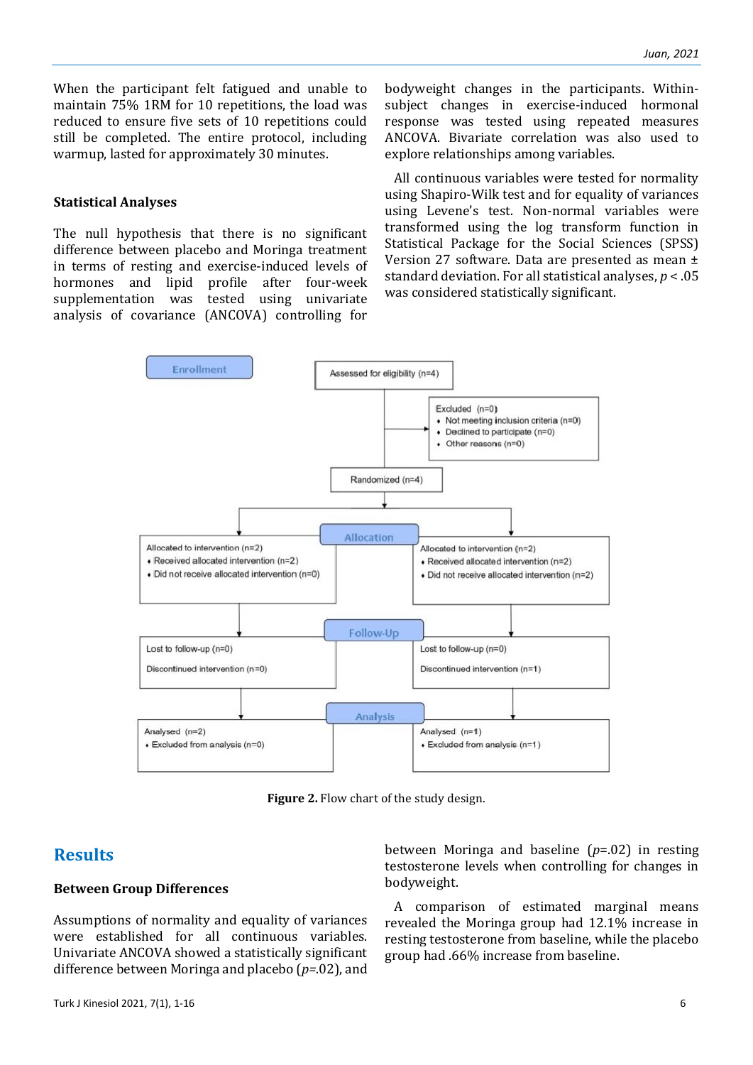When the participant felt fatigued and unable to maintain 75% 1RM for 10 repetitions, the load was reduced to ensure five sets of 10 repetitions could still be completed. The entire protocol, including warmup, lasted for approximately 30 minutes.

### Statistical Analyses

The null hypothesis that there is no significant difference between placebo and Moringa treatment in terms of resting and exercise-induced levels of hormones and lipid profile after four-week supplementation was tested using univariate analysis of covariance (ANCOVA) controlling for bodyweight changes in the participants. Within-subject changes in exercise-induced hormonal response was tested using repeated measures ANCOVA. Bivariate correlation was also used to explore relationships among variables.

All continuous variables were tested for normality using Shapiro-Wilk test and for equality of variances using Levene's test. Non-normal variables were transformed using the log transform function in Statistical Package for the Social Sciences (SPSS) Version 27 software. Data are presented as mean ± standard deviation. For all statistical analyses, $p < .05$ was considered statistically significant.

Enrollment

Assessed for eligibility (n=4)

Excluded (n=0)
- Not meeting inclusion criteria (n=0)
- Declined to participate (n=0)
- Other reasons (n=0)

Randomized (n=4)

Allocation

Allocated to intervention (n=2)
- Received allocated intervention (n=2)
- Did not receive allocated intervention (n=0)

Allocated to intervention (n=2)
- Received allocated intervention (n=2)
- Did not receive allocated intervention (n=2)

Follow-Up

Lost to follow-up (n=0)

Discontinued intervention (n=0)

Lost to follow-up (n=0)

Discontinued intervention (n=1)

Analysis

Analysed (n=2)
- Excluded from analysis (n=0)

Analysed (n=1)
- Excluded from analysis (n=1)

**Figure 2.** Flow chart of the study design.

## Results

### Between Group Differences

Assumptions of normality and equality of variances were established for all continuous variables. Univariate ANCOVA showed a statistically significant difference between Moringa and placebo ($p$=.02), and between Moringa and baseline ($p$=.02) in resting testosterone levels when controlling for changes in bodyweight.

A comparison of estimated marginal means revealed the Moringa group had 12.1% increase in resting testosterone from baseline, while the placebo group had .66% increase from baseline.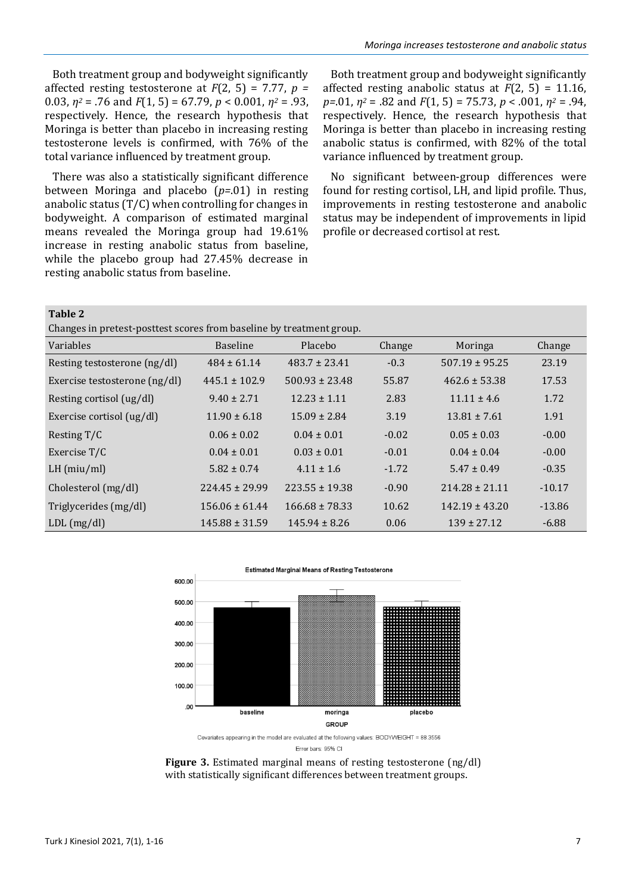Both treatment group and bodyweight significantly affected resting testosterone at $F(2, 5) = 7.77$, $p = 0.03$, $\eta^2 = .76$ and $F(1, 5) = 67.79$, $p < 0.001$, $\eta^2 = .93$, respectively. Hence, the research hypothesis that Moringa is better than placebo in increasing resting testosterone levels is confirmed, with 76% of the total variance influenced by treatment group.

There was also a statistically significant difference between Moringa and placebo ($p=.01$) in resting anabolic status (T/C) when controlling for changes in bodyweight. A comparison of estimated marginal means revealed the Moringa group had 19.61% increase in resting anabolic status from baseline, while the placebo group had 27.45% decrease in resting anabolic status from baseline.

Both treatment group and bodyweight significantly affected resting anabolic status at $F(2, 5) = 11.16$, $p=.01$, $\eta^2 = .82$ and $F(1, 5) = 75.73$, $p < .001$, $\eta^2 = .94$, respectively. Hence, the research hypothesis that Moringa is better than placebo in increasing resting anabolic status is confirmed, with 82% of the total variance influenced by treatment group.

No significant between-group differences were found for resting cortisol, LH, and lipid profile. Thus, improvements in resting testosterone and anabolic status may be independent of improvements in lipid profile or decreased cortisol at rest.

**Table 2**

Changes in pretest-posttest scores from baseline by treatment group.

| Variables | Baseline | Placebo | Change | Moringa | Change |
|---|---|---|---|---|---|
| Resting testosterone (ng/dl) | 484 ± 61.14 | 483.7 ± 23.41 | -0.3 | 507.19 ± 95.25 | 23.19 |
| Exercise testosterone (ng/dl) | 445.1 ± 102.9 | 500.93 ± 23.48 | 55.87 | 462.6 ± 53.38 | 17.53 |
| Resting cortisol (ug/dl) | 9.40 ± 2.71 | 12.23 ± 1.11 | 2.83 | 11.11 ± 4.6 | 1.72 |
| Exercise cortisol (ug/dl) | 11.90 ± 6.18 | 15.09 ± 2.84 | 3.19 | 13.81 ± 7.61 | 1.91 |
| Resting T/C | 0.06 ± 0.02 | 0.04 ± 0.01 | -0.02 | 0.05 ± 0.03 | -0.00 |
| Exercise T/C | 0.04 ± 0.01 | 0.03 ± 0.01 | -0.01 | 0.04 ± 0.04 | -0.00 |
| LH (miu/ml) | 5.82 ± 0.74 | 4.11 ± 1.6 | -1.72 | 5.47 ± 0.49 | -0.35 |
| Cholesterol (mg/dl) | 224.45 ± 29.99 | 223.55 ± 19.38 | -0.90 | 214.28 ± 21.11 | -10.17 |
| Triglycerides (mg/dl) | 156.06 ± 61.44 | 166.68 ± 78.33 | 10.62 | 142.19 ± 43.20 | -13.86 |
| LDL (mg/dl) | 145.88 ± 31.59 | 145.94 ± 8.26 | 0.06 | 139 ± 27.12 | -6.88 |

**Figure 3.** Estimated marginal means of resting testosterone (ng/dl) with statistically significant differences between treatment groups.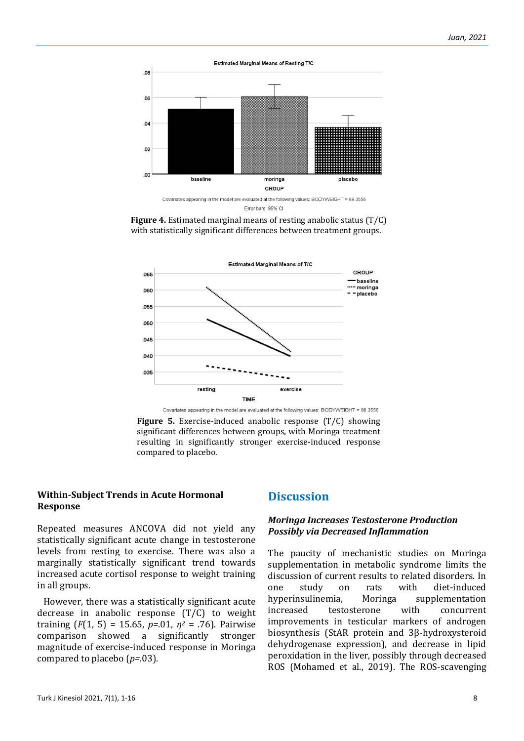Figure 4. Estimated marginal means of resting anabolic status (T/C) with statistically significant differences between treatment groups.

Figure 5. Exercise-induced anabolic response (T/C) showing significant differences between groups, with Moringa treatment resulting in significantly stronger exercise-induced response compared to placebo.

### Within-Subject Trends in Acute Hormonal Response

Repeated measures ANCOVA did not yield any statistically significant acute change in testosterone levels from resting to exercise. There was also a marginally statistically significant trend towards increased acute cortisol response to weight training in all groups.

However, there was a statistically significant acute decrease in anabolic response (T/C) to weight training ($F(1, 5) = 15.65$, $p$=.01, $\eta^2 = .76$). Pairwise comparison showed a significantly stronger magnitude of exercise-induced response in Moringa compared to placebo ($p$=.03).

## Discussion

### *Moringa Increases Testosterone Production Possibly via Decreased Inflammation*

The paucity of mechanistic studies on Moringa supplementation in metabolic syndrome limits the discussion of current results to related disorders. In one study on rats with diet-induced hyperinsulinemia, Moringa supplementation increased testosterone with concurrent improvements in testicular markers of androgen biosynthesis (StAR protein and 3β-hydroxysteroid dehydrogenase expression), and decrease in lipid peroxidation in the liver, possibly through decreased ROS (Mohamed et al., 2019). The ROS-scavenging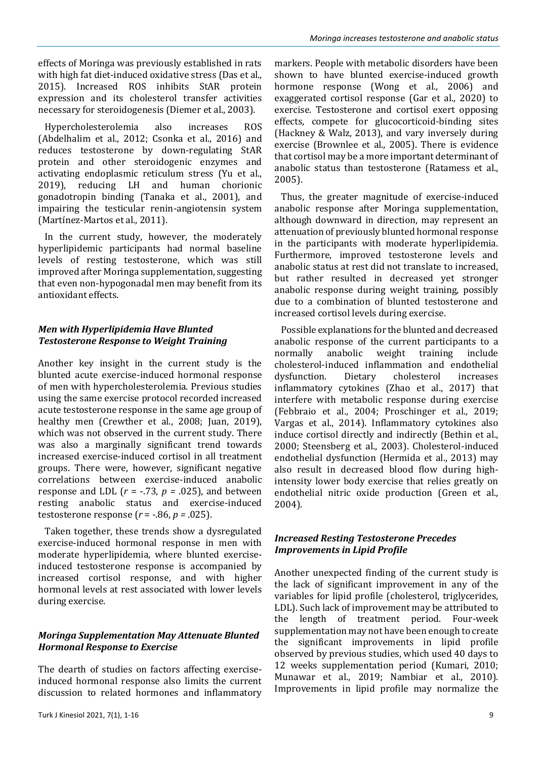effects of Moringa was previously established in rats with high fat diet-induced oxidative stress (Das et al., 2015). Increased ROS inhibits StAR protein expression and its cholesterol transfer activities necessary for steroidogenesis (Diemer et al., 2003).

Hypercholesterolemia also increases ROS (Abdelhalim et al., 2012; Csonka et al., 2016) and reduces testosterone by down-regulating StAR protein and other steroidogenic enzymes and activating endoplasmic reticulum stress (Yu et al., 2019), reducing LH and human chorionic gonadotropin binding (Tanaka et al., 2001), and impairing the testicular renin-angiotensin system (Martínez-Martos et al., 2011).

In the current study, however, the moderately hyperlipidemic participants had normal baseline levels of resting testosterone, which was still improved after Moringa supplementation, suggesting that even non-hypogonadal men may benefit from its antioxidant effects.

### *Men with Hyperlipidemia Have Blunted Testosterone Response to Weight Training*

Another key insight in the current study is the blunted acute exercise-induced hormonal response of men with hypercholesterolemia. Previous studies using the same exercise protocol recorded increased acute testosterone response in the same age group of healthy men (Crewther et al., 2008; Juan, 2019), which was not observed in the current study. There was also a marginally significant trend towards increased exercise-induced cortisol in all treatment groups. There were, however, significant negative correlations between exercise-induced anabolic response and LDL ($r$ = -.73, $p$ = .025), and between resting anabolic status and exercise-induced testosterone response ($r$ = -.86, $p$ = .025).

Taken together, these trends show a dysregulated exercise-induced hormonal response in men with moderate hyperlipidemia, where blunted exercise-induced testosterone response is accompanied by increased cortisol response, and with higher hormonal levels at rest associated with lower levels during exercise.

### *Moringa Supplementation May Attenuate Blunted Hormonal Response to Exercise*

The dearth of studies on factors affecting exercise-induced hormonal response also limits the current discussion to related hormones and inflammatory markers. People with metabolic disorders have been shown to have blunted exercise-induced growth hormone response (Wong et al., 2006) and exaggerated cortisol response (Gar et al., 2020) to exercise. Testosterone and cortisol exert opposing effects, compete for glucocorticoid-binding sites (Hackney & Walz, 2013), and vary inversely during exercise (Brownlee et al., 2005). There is evidence that cortisol may be a more important determinant of anabolic status than testosterone (Ratamess et al., 2005).

Thus, the greater magnitude of exercise-induced anabolic response after Moringa supplementation, although downward in direction, may represent an attenuation of previously blunted hormonal response in the participants with moderate hyperlipidemia. Furthermore, improved testosterone levels and anabolic status at rest did not translate to increased, but rather resulted in decreased yet stronger anabolic response during weight training, possibly due to a combination of blunted testosterone and increased cortisol levels during exercise.

Possible explanations for the blunted and decreased anabolic response of the current participants to a normally anabolic weight training include cholesterol-induced inflammation and endothelial dysfunction. Dietary cholesterol increases inflammatory cytokines (Zhao et al., 2017) that interfere with metabolic response during exercise (Febbraio et al., 2004; Proschinger et al., 2019; Vargas et al., 2014). Inflammatory cytokines also induce cortisol directly and indirectly (Bethin et al., 2000; Steensberg et al., 2003). Cholesterol-induced endothelial dysfunction (Hermida et al., 2013) may also result in decreased blood flow during high-intensity lower body exercise that relies greatly on endothelial nitric oxide production (Green et al., 2004).

### *Increased Resting Testosterone Precedes Improvements in Lipid Profile*

Another unexpected finding of the current study is the lack of significant improvement in any of the variables for lipid profile (cholesterol, triglycerides, LDL). Such lack of improvement may be attributed to the length of treatment period. Four-week supplementation may not have been enough to create the significant improvements in lipid profile observed by previous studies, which used 40 days to 12 weeks supplementation period (Kumari, 2010; Munawar et al., 2019; Nambiar et al., 2010). Improvements in lipid profile may normalize the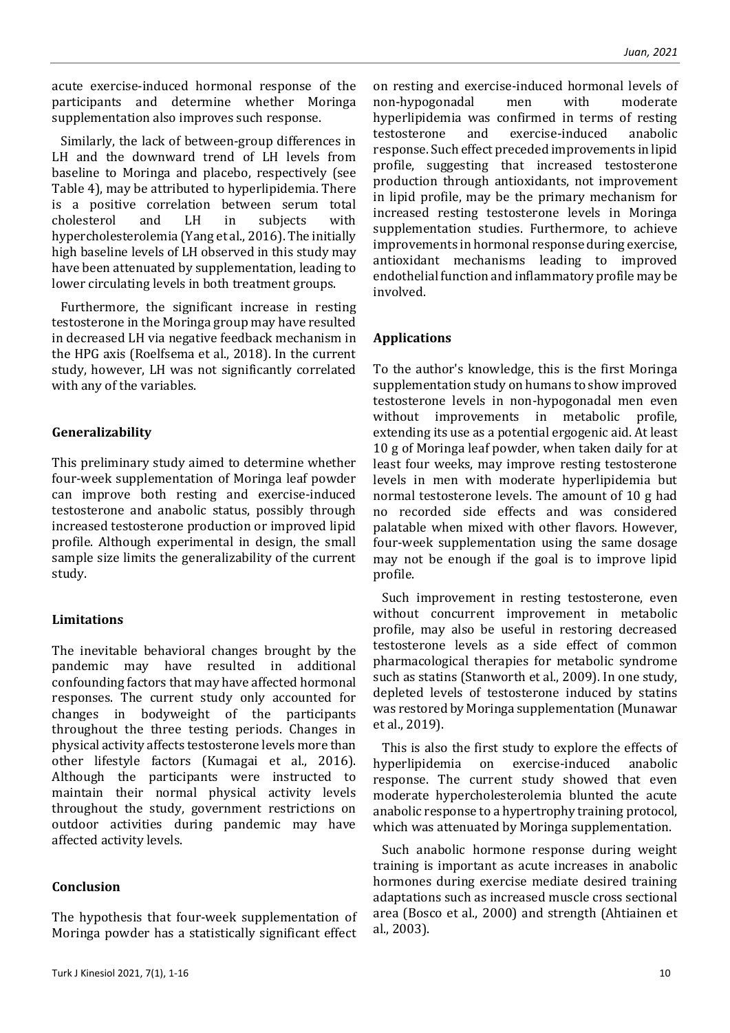acute exercise-induced hormonal response of the participants and determine whether Moringa supplementation also improves such response.

Similarly, the lack of between-group differences in LH and the downward trend of LH levels from baseline to Moringa and placebo, respectively (see Table 4), may be attributed to hyperlipidemia. There is a positive correlation between serum total cholesterol and LH in subjects with hypercholesterolemia (Yang et al., 2016). The initially high baseline levels of LH observed in this study may have been attenuated by supplementation, leading to lower circulating levels in both treatment groups.

Furthermore, the significant increase in resting testosterone in the Moringa group may have resulted in decreased LH via negative feedback mechanism in the HPG axis (Roelfsema et al., 2018). In the current study, however, LH was not significantly correlated with any of the variables.

### Generalizability

This preliminary study aimed to determine whether four-week supplementation of Moringa leaf powder can improve both resting and exercise-induced testosterone and anabolic status, possibly through increased testosterone production or improved lipid profile. Although experimental in design, the small sample size limits the generalizability of the current study.

### Limitations

The inevitable behavioral changes brought by the pandemic may have resulted in additional confounding factors that may have affected hormonal responses. The current study only accounted for changes in bodyweight of the participants throughout the three testing periods. Changes in physical activity affects testosterone levels more than other lifestyle factors (Kumagai et al., 2016). Although the participants were instructed to maintain their normal physical activity levels throughout the study, government restrictions on outdoor activities during pandemic may have affected activity levels.

### Conclusion

The hypothesis that four-week supplementation of Moringa powder has a statistically significant effect on resting and exercise-induced hormonal levels of non-hypogonadal men with moderate hyperlipidemia was confirmed in terms of resting testosterone and exercise-induced anabolic response. Such effect preceded improvements in lipid profile, suggesting that increased testosterone production through antioxidants, not improvement in lipid profile, may be the primary mechanism for increased resting testosterone levels in Moringa supplementation studies. Furthermore, to achieve improvements in hormonal response during exercise, antioxidant mechanisms leading to improved endothelial function and inflammatory profile may be involved.

### Applications

To the author's knowledge, this is the first Moringa supplementation study on humans to show improved testosterone levels in non-hypogonadal men even without improvements in metabolic profile, extending its use as a potential ergogenic aid. At least 10 g of Moringa leaf powder, when taken daily for at least four weeks, may improve resting testosterone levels in men with moderate hyperlipidemia but normal testosterone levels. The amount of 10 g had no recorded side effects and was considered palatable when mixed with other flavors. However, four-week supplementation using the same dosage may not be enough if the goal is to improve lipid profile.

Such improvement in resting testosterone, even without concurrent improvement in metabolic profile, may also be useful in restoring decreased testosterone levels as a side effect of common pharmacological therapies for metabolic syndrome such as statins (Stanworth et al., 2009). In one study, depleted levels of testosterone induced by statins was restored by Moringa supplementation (Munawar et al., 2019).

This is also the first study to explore the effects of hyperlipidemia on exercise-induced anabolic response. The current study showed that even moderate hypercholesterolemia blunted the acute anabolic response to a hypertrophy training protocol, which was attenuated by Moringa supplementation.

Such anabolic hormone response during weight training is important as acute increases in anabolic hormones during exercise mediate desired training adaptations such as increased muscle cross sectional area (Bosco et al., 2000) and strength (Ahtiainen et al., 2003).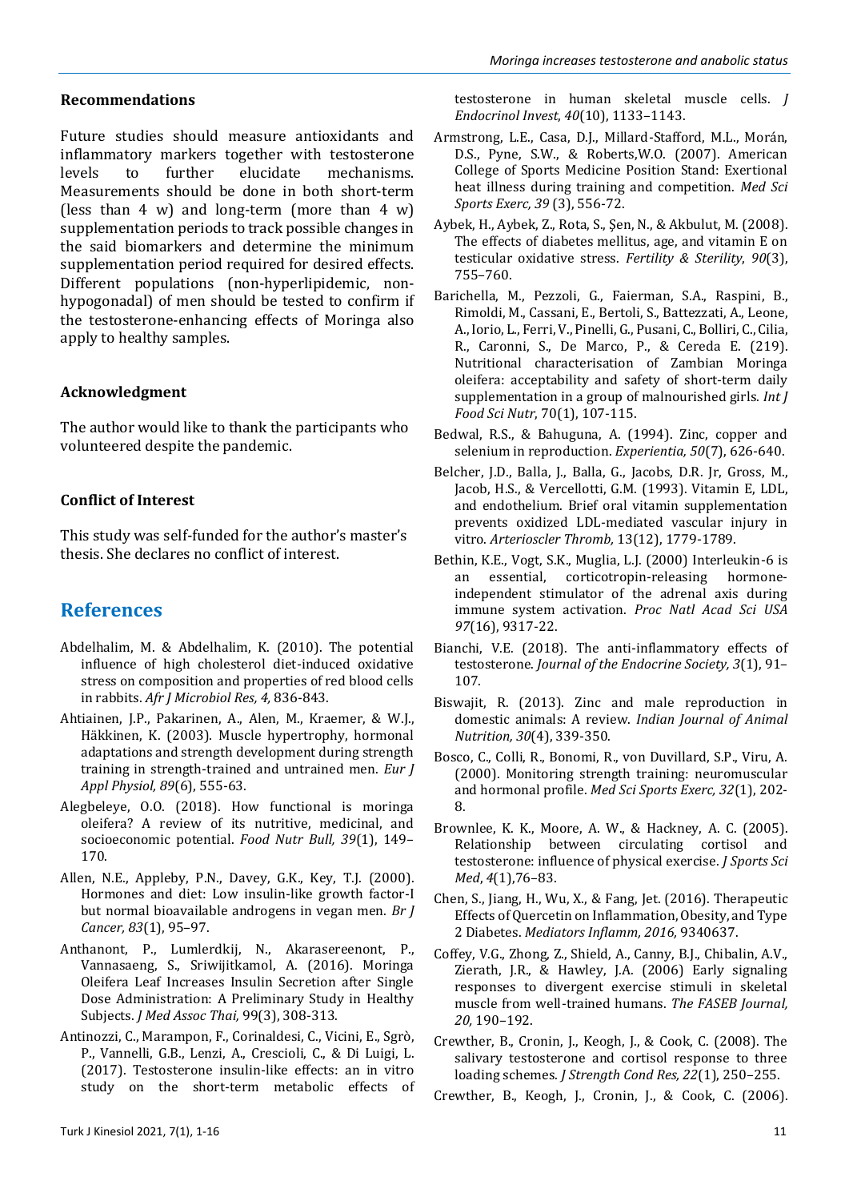### Recommendations

Future studies should measure antioxidants and inflammatory markers together with testosterone levels to further elucidate mechanisms. Measurements should be done in both short-term (less than 4 w) and long-term (more than 4 w) supplementation periods to track possible changes in the said biomarkers and determine the minimum supplementation period required for desired effects. Different populations (non-hyperlipidemic, non-hypogonadal) of men should be tested to confirm if the testosterone-enhancing effects of Moringa also apply to healthy samples.

### Acknowledgment

The author would like to thank the participants who volunteered despite the pandemic.

### Conflict of Interest

This study was self-funded for the author's master's thesis. She declares no conflict of interest.

## References

Abdelhalim, M. & Abdelhalim, K. (2010). The potential influence of high cholesterol diet-induced oxidative stress on composition and properties of red blood cells in rabbits. *Afr J Microbiol Res, 4,* 836-843.

Ahtiainen, J.P., Pakarinen, A., Alen, M., Kraemer, & W.J., Häkkinen, K. (2003). Muscle hypertrophy, hormonal adaptations and strength development during strength training in strength-trained and untrained men. *Eur J Appl Physiol, 89*(6), 555-63.

Alegbeleye, O.O. (2018). How functional is moringa oleifera? A review of its nutritive, medicinal, and socioeconomic potential. *Food Nutr Bull, 39*(1), 149–170.

Allen, N.E., Appleby, P.N., Davey, G.K., Key, T.J. (2000). Hormones and diet: Low insulin-like growth factor-I but normal bioavailable androgens in vegan men. *Br J Cancer, 83*(1), 95–97.

Anthanont, P., Lumlerdkij, N., Akarasereenont, P., Vannasaeng, S., Sriwijitkamol, A. (2016). Moringa Oleifera Leaf Increases Insulin Secretion after Single Dose Administration: A Preliminary Study in Healthy Subjects. *J Med Assoc Thai,* 99(3), 308-313.

Antinozzi, C., Marampon, F., Corinaldesi, C., Vicini, E., Sgrò, P., Vannelli, G.B., Lenzi, A., Crescioli, C., & Di Luigi, L. (2017). Testosterone insulin-like effects: an in vitro study on the short-term metabolic effects of testosterone in human skeletal muscle cells. *J Endocrinol Invest*, *40*(10), 1133–1143.

Armstrong, L.E., Casa, D.J., Millard-Stafford, M.L., Morán, D.S., Pyne, S.W., & Roberts,W.O. (2007). American College of Sports Medicine Position Stand: Exertional heat illness during training and competition. *Med Sci Sports Exerc, 39* (3), 556-72.

Aybek, H., Aybek, Z., Rota, S., Şen, N., & Akbulut, M. (2008). The effects of diabetes mellitus, age, and vitamin E on testicular oxidative stress. *Fertility & Sterility*, *90*(3), 755–760.

Barichella, M., Pezzoli, G., Faierman, S.A., Raspini, B., Rimoldi, M., Cassani, E., Bertoli, S., Battezzati, A., Leone, A., Iorio, L., Ferri, V., Pinelli, G., Pusani, C., Bolliri, C., Cilia, R., Caronni, S., De Marco, P., & Cereda E. (219). Nutritional characterisation of Zambian Moringa oleifera: acceptability and safety of short-term daily supplementation in a group of malnourished girls. *Int J Food Sci Nutr*, 70(1), 107-115.

Bedwal, R.S., & Bahuguna, A. (1994). Zinc, copper and selenium in reproduction. *Experientia, 50*(7), 626-640.

Belcher, J.D., Balla, J., Balla, G., Jacobs, D.R. Jr, Gross, M., Jacob, H.S., & Vercellotti, G.M. (1993). Vitamin E, LDL, and endothelium. Brief oral vitamin supplementation prevents oxidized LDL-mediated vascular injury in vitro. *Arterioscler Thromb,* 13(12), 1779-1789.

Bethin, K.E., Vogt, S.K., Muglia, L.J. (2000) Interleukin-6 is an essential, corticotropin-releasing hormone-independent stimulator of the adrenal axis during immune system activation. *Proc Natl Acad Sci USA 97*(16), 9317-22.

Bianchi, V.E. (2018). The anti-inflammatory effects of testosterone. *Journal of the Endocrine Society, 3*(1), 91–107.

Biswajit, R. (2013). Zinc and male reproduction in domestic animals: A review. *Indian Journal of Animal Nutrition, 30*(4), 339-350.

Bosco, C., Colli, R., Bonomi, R., von Duvillard, S.P., Viru, A. (2000). Monitoring strength training: neuromuscular and hormonal profile. *Med Sci Sports Exerc, 32*(1), 202-8.

Brownlee, K. K., Moore, A. W., & Hackney, A. C. (2005). Relationship between circulating cortisol and testosterone: influence of physical exercise. *J Sports Sci Med*, *4*(1),76–83.

Chen, S., Jiang, H., Wu, X., & Fang, Jet. (2016). Therapeutic Effects of Quercetin on Inflammation, Obesity, and Type 2 Diabetes. *Mediators Inflamm, 2016,* 9340637.

Coffey, V.G., Zhong, Z., Shield, A., Canny, B.J., Chibalin, A.V., Zierath, J.R., & Hawley, J.A. (2006) Early signaling responses to divergent exercise stimuli in skeletal muscle from well-trained humans. *The FASEB Journal, 20,* 190–192.

Crewther, B., Cronin, J., Keogh, J., & Cook, C. (2008). The salivary testosterone and cortisol response to three loading schemes. *J Strength Cond Res, 22*(1), 250–255.

Crewther, B., Keogh, J., Cronin, J., & Cook, C. (2006).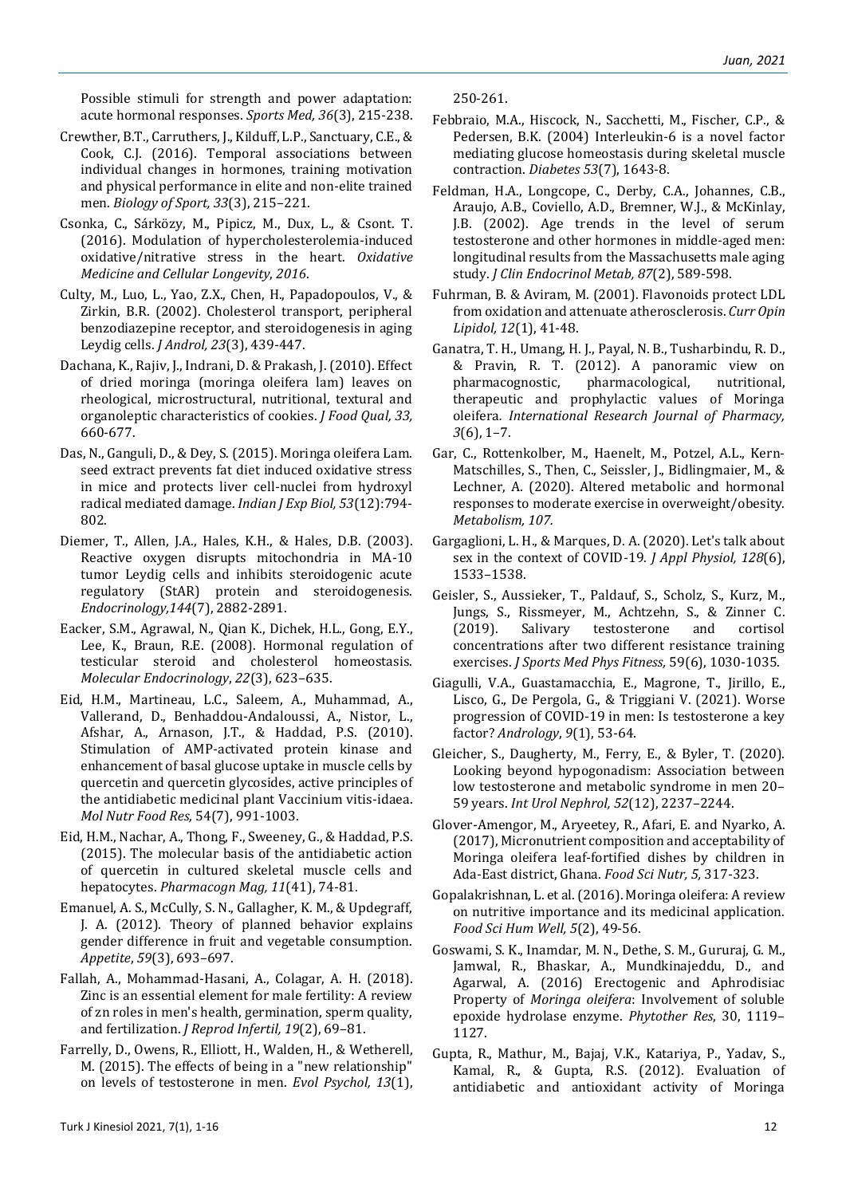Possible stimuli for strength and power adaptation: acute hormonal responses. *Sports Med, 36*(3), 215-238.

Crewther, B.T., Carruthers, J., Kilduff, L.P., Sanctuary, C.E., & Cook, C.J. (2016). Temporal associations between individual changes in hormones, training motivation and physical performance in elite and non-elite trained men. *Biology of Sport, 33*(3), 215–221.

Csonka, C., Sárközy, M., Pipicz, M., Dux, L., & Csont. T. (2016). Modulation of hypercholesterolemia-induced oxidative/nitrative stress in the heart. *Oxidative Medicine and Cellular Longevity, 2016*.

Culty, M., Luo, L., Yao, Z.X., Chen, H., Papadopoulos, V., & Zirkin, B.R. (2002). Cholesterol transport, peripheral benzodiazepine receptor, and steroidogenesis in aging Leydig cells. *J Androl, 23*(3), 439-447.

Dachana, K., Rajiv, J., Indrani, D. & Prakash, J. (2010). Effect of dried moringa (moringa oleifera lam) leaves on rheological, microstructural, nutritional, textural and organoleptic characteristics of cookies. *J Food Qual, 33,* 660-677.

Das, N., Ganguli, D., & Dey, S. (2015). Moringa oleifera Lam. seed extract prevents fat diet induced oxidative stress in mice and protects liver cell-nuclei from hydroxyl radical mediated damage. *Indian J Exp Biol, 53*(12):794-802.

Diemer, T., Allen, J.A., Hales, K.H., & Hales, D.B. (2003). Reactive oxygen disrupts mitochondria in MA-10 tumor Leydig cells and inhibits steroidogenic acute regulatory (StAR) protein and steroidogenesis. *Endocrinology,144*(7), 2882-2891.

Eacker, S.M., Agrawal, N., Qian K., Dichek, H.L., Gong, E.Y., Lee, K., Braun, R.E. (2008). Hormonal regulation of testicular steroid and cholesterol homeostasis. *Molecular Endocrinology*, *22*(3), 623–635.

Eid, H.M., Martineau, L.C., Saleem, A., Muhammad, A., Vallerand, D., Benhaddou-Andaloussi, A., Nistor, L., Afshar, A., Arnason, J.T., & Haddad, P.S. (2010). Stimulation of AMP-activated protein kinase and enhancement of basal glucose uptake in muscle cells by quercetin and quercetin glycosides, active principles of the antidiabetic medicinal plant Vaccinium vitis-idaea. *Mol Nutr Food Res,* 54(7), 991-1003.

Eid, H.M., Nachar, A., Thong, F., Sweeney, G., & Haddad, P.S. (2015). The molecular basis of the antidiabetic action of quercetin in cultured skeletal muscle cells and hepatocytes. *Pharmacogn Mag, 11*(41), 74-81.

Emanuel, A. S., McCully, S. N., Gallagher, K. M., & Updegraff, J. A. (2012). Theory of planned behavior explains gender difference in fruit and vegetable consumption. *Appetite*, *59*(3), 693–697.

Fallah, A., Mohammad-Hasani, A., Colagar, A. H. (2018). Zinc is an essential element for male fertility: A review of zn roles in men's health, germination, sperm quality, and fertilization. *J Reprod Infertil, 19*(2), 69–81.

Farrelly, D., Owens, R., Elliott, H., Walden, H., & Wetherell, M. (2015). The effects of being in a "new relationship" on levels of testosterone in men. *Evol Psychol, 13*(1), 250-261.

Febbraio, M.A., Hiscock, N., Sacchetti, M., Fischer, C.P., & Pedersen, B.K. (2004) Interleukin-6 is a novel factor mediating glucose homeostasis during skeletal muscle contraction. *Diabetes 53*(7), 1643-8.

Feldman, H.A., Longcope, C., Derby, C.A., Johannes, C.B., Araujo, A.B., Coviello, A.D., Bremner, W.J., & McKinlay, J.B. (2002). Age trends in the level of serum testosterone and other hormones in middle-aged men: longitudinal results from the Massachusetts male aging study. *J Clin Endocrinol Metab, 87*(2), 589-598.

Fuhrman, B. & Aviram, M. (2001). Flavonoids protect LDL from oxidation and attenuate atherosclerosis. *Curr Opin Lipidol, 12*(1), 41-48.

Ganatra, T. H., Umang, H. J., Payal, N. B., Tusharbindu, R. D., & Pravin, R. T. (2012). A panoramic view on pharmacognostic, pharmacological, nutritional, therapeutic and prophylactic values of Moringa oleifera. *International Research Journal of Pharmacy, 3*(6), 1–7.

Gar, C., Rottenkolber, M., Haenelt, M., Potzel, A.L., Kern-Matschilles, S., Then, C., Seissler, J., Bidlingmaier, M., & Lechner, A. (2020). Altered metabolic and hormonal responses to moderate exercise in overweight/obesity. *Metabolism, 107.*

Gargaglioni, L. H., & Marques, D. A. (2020). Let's talk about sex in the context of COVID-19. *J Appl Physiol, 128*(6), 1533–1538.

Geisler, S., Aussieker, T., Paldauf, S., Scholz, S., Kurz, M., Jungs, S., Rissmeyer, M., Achtzehn, S., & Zinner C. (2019). Salivary testosterone and cortisol concentrations after two different resistance training exercises. *J Sports Med Phys Fitness,* 59(6), 1030-1035.

Giagulli, V.A., Guastamacchia, E., Magrone, T., Jirillo, E., Lisco, G., De Pergola, G., & Triggiani V. (2021). Worse progression of COVID-19 in men: Is testosterone a key factor? *Andrology*, *9*(1), 53-64.

Gleicher, S., Daugherty, M., Ferry, E., & Byler, T. (2020). Looking beyond hypogonadism: Association between low testosterone and metabolic syndrome in men 20–59 years. *Int Urol Nephrol, 52*(12), 2237–2244.

Glover-Amengor, M., Aryeetey, R., Afari, E. and Nyarko, A. (2017), Micronutrient composition and acceptability of Moringa oleifera leaf-fortified dishes by children in Ada-East district, Ghana. *Food Sci Nutr, 5,* 317-323.

Gopalakrishnan, L. et al. (2016). Moringa oleifera: A review on nutritive importance and its medicinal application. *Food Sci Hum Well, 5*(2), 49-56.

Goswami, S. K., Inamdar, M. N., Dethe, S. M., Gururaj, G. M., Jamwal, R., Bhaskar, A., Mundkinajeddu, D., and Agarwal, A. (2016) Erectogenic and Aphrodisiac Property of *Moringa oleifera*: Involvement of soluble epoxide hydrolase enzyme. *Phytother Res*, 30, 1119–1127.

Gupta, R., Mathur, M., Bajaj, V.K., Katariya, P., Yadav, S., Kamal, R., & Gupta, R.S. (2012). Evaluation of antidiabetic and antioxidant activity of Moringa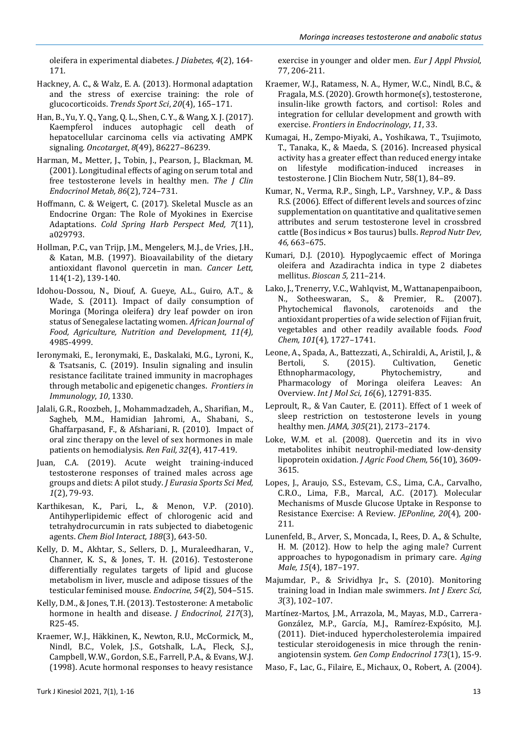oleifera in experimental diabetes. *J Diabetes, 4*(2), 164-171.

Hackney, A. C., & Walz, E. A. (2013). Hormonal adaptation and the stress of exercise training: the role of glucocorticoids. *Trends Sport Sci*, *20*(4), 165–171.

Han, B., Yu, Y. Q., Yang, Q. L., Shen, C. Y., & Wang, X. J. (2017). Kaempferol induces autophagic cell death of hepatocellular carcinoma cells via activating AMPK signaling. *Oncotarget*, *8*(49), 86227–86239.

Harman, M., Metter, J., Tobin, J., Pearson, J., Blackman, M. (2001). Longitudinal effects of aging on serum total and free testosterone levels in healthy men. *The J Clin Endocrinol Metab, 86*(2), 724–731.

Hoffmann, C. & Weigert, C. (2017). Skeletal Muscle as an Endocrine Organ: The Role of Myokines in Exercise Adaptations. *Cold Spring Harb Perspect Med, 7*(11), a029793.

Hollman, P.C., van Trijp, J.M., Mengelers, M.J., de Vries, J.H., & Katan, M.B. (1997). Bioavailability of the dietary antioxidant flavonol quercetin in man. *Cancer Lett,* 114(1-2), 139-140.

Idohou-Dossou, N., Diouf, A. Gueye, A.L., Guiro, A.T., & Wade, S. (2011). Impact of daily consumption of Moringa (Moringa oleifera) dry leaf powder on iron status of Senegalese lactating women. *African Journal of Food, Agriculture, Nutrition and Development, 11(4),* 4985-4999.

Ieronymaki, E., Ieronymaki, E., Daskalaki, M.G., Lyroni, K., & Tsatsanis, C. (2019). Insulin signaling and insulin resistance facilitate trained immunity in macrophages through metabolic and epigenetic changes. *Frontiers in Immunology*, *10*, 1330.

Jalali, G.R., Roozbeh, J., Mohammadzadeh, A., Sharifian, M., Sagheb, M.M., Hamidian Jahromi, A., Shabani, S., Ghaffarpasand, F., & Afshariani, R. (2010). Impact of oral zinc therapy on the level of sex hormones in male patients on hemodialysis. *Ren Fail, 32*(4), 417-419.

Juan, C.A. (2019). Acute weight training-induced testosterone responses of trained males across age groups and diets: A pilot study. *J Eurasia Sports Sci Med, 1*(2), 79-93.

Karthikesan, K., Pari, L., & Menon, V.P. (2010). Antihyperlipidemic effect of chlorogenic acid and tetrahydrocurcumin in rats subjected to diabetogenic agents. *Chem Biol Interact, 188*(3), 643-50.

Kelly, D. M., Akhtar, S., Sellers, D. J., Muraleedharan, V., Channer, K. S., & Jones, T. H. (2016). Testosterone differentially regulates targets of lipid and glucose metabolism in liver, muscle and adipose tissues of the testicular feminised mouse. *Endocrine*, *54*(2), 504–515.

Kelly, D.M., & Jones, T.H. (2013). Testosterone: A metabolic hormone in health and disease. *J Endocrinol, 217*(3), R25-45.

Kraemer, W.J., Häkkinen, K., Newton, R.U., McCormick, M., Nindl, B.C., Volek, J.S., Gotshalk, L.A., Fleck, S.J., Campbell, W.W., Gordon, S.E., Farrell, P.A., & Evans, W.J. (1998). Acute hormonal responses to heavy resistance exercise in younger and older men. *Eur J Appl Physiol,* 77, 206-211.

Kraemer, W.J., Ratamess, N. A., Hymer, W.C., Nindl, B.C., & Fragala, M.S. (2020). Growth hormone(s), testosterone, insulin-like growth factors, and cortisol: Roles and integration for cellular development and growth with exercise. *Frontiers in Endocrinology*, *11*, 33.

Kumagai, H., Zempo-Miyaki, A., Yoshikawa, T., Tsujimoto, T., Tanaka, K., & Maeda, S. (2016). Increased physical activity has a greater effect than reduced energy intake on lifestyle modification-induced increases in testosterone. J Clin Biochem Nutr, 58(1), 84–89.

Kumar, N., Verma, R.P., Singh, L.P., Varshney, V.P., & Dass R.S. (2006). Effect of different levels and sources of zinc supplementation on quantitative and qualitative semen attributes and serum testosterone level in crossbred cattle (Bos indicus × Bos taurus) bulls. *Reprod Nutr Dev, 46,* 663–675.

Kumari, D.J. (2010). Hypoglycaemic effect of Moringa oleifera and Azadirachta indica in type 2 diabetes mellitus. *Bioscan 5,* 211–214.

Lako, J., Trenerry, V.C., Wahlqvist, M., Wattanapenpaiboon, N., Sotheeswaran, S., & Premier, R.. (2007). Phytochemical flavonols, carotenoids and the antioxidant properties of a wide selection of Fijian fruit, vegetables and other readily available foods. *Food Chem, 101*(4)*,* 1727–1741.

Leone, A., Spada, A., Battezzati, A., Schiraldi, A., Aristil, J., & Bertoli, S. (2015). Cultivation, Genetic Ethnopharmacology, Phytochemistry, and Pharmacology of Moringa oleifera Leaves: An Overview. *Int J Mol Sci, 16*(6), 12791-835.

Leproult, R., & Van Cauter, E. (2011). Effect of 1 week of sleep restriction on testosterone levels in young healthy men. *JAMA, 305*(21), 2173–2174.

Loke, W.M. et al. (2008). Quercetin and its in vivo metabolites inhibit neutrophil-mediated low-density lipoprotein oxidation. *J Agric Food Chem,* 56(10), 3609-3615.

Lopes, J., Araujo, S.S., Estevam, C.S., Lima, C.A., Carvalho, C.R.O., Lima, F.B., Marcal, A.C. (2017). Molecular Mechanisms of Muscle Glucose Uptake in Response to Resistance Exercise: A Review. *JEPonline, 20*(4), 200-211.

Lunenfeld, B., Arver, S., Moncada, I., Rees, D. A., & Schulte, H. M. (2012). How to help the aging male? Current approaches to hypogonadism in primary care. *Aging Male, 15*(4), 187–197.

Majumdar, P., & Srividhya Jr., S. (2010). Monitoring training load in Indian male swimmers. *Int J Exerc Sci, 3*(3), 102–107.

Martínez-Martos, J.M., Arrazola, M., Mayas, M.D., Carrera-González, M.P., García, M.J., Ramírez-Expósito, M.J. (2011). Diet-induced hypercholesterolemia impaired testicular steroidogenesis in mice through the renin-angiotensin system. *Gen Comp Endocrinol 173*(1), 15-9.

Maso, F., Lac, G., Filaire, E., Michaux, O., Robert, A. (2004).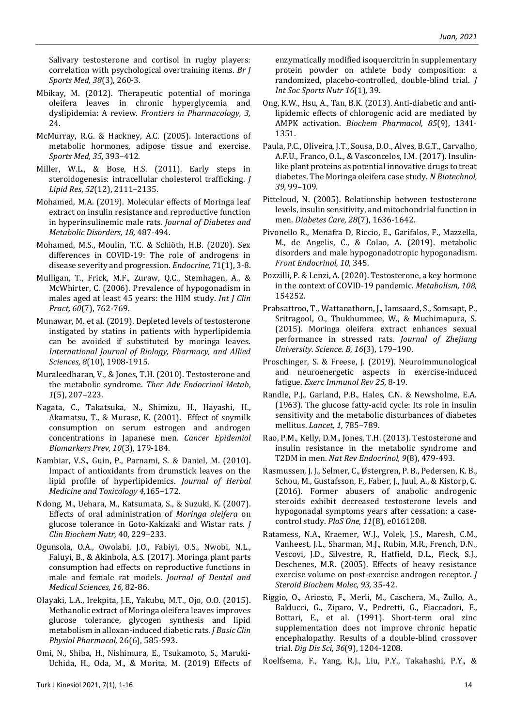Salivary testosterone and cortisol in rugby players: correlation with psychological overtraining items. *Br J Sports Med, 38*(3), 260-3.

Mbikay, M. (2012). Therapeutic potential of moringa oleifera leaves in chronic hyperglycemia and dyslipidemia: A review. *Frontiers in Pharmacology, 3,* 24.

McMurray, R.G. & Hackney, A.C. (2005). Interactions of metabolic hormones, adipose tissue and exercise. *Sports Med, 35,* 393–412.

Miller, W.L., & Bose, H.S. (2011). Early steps in steroidogenesis: intracellular cholesterol trafficking. *J Lipid Res*, *52*(12), 2111–2135.

Mohamed, M.A. (2019). Molecular effects of Moringa leaf extract on insulin resistance and reproductive function in hyperinsulinemic male rats. *Journal of Diabetes and Metabolic Disorders, 18,* 487-494.

Mohamed, M.S., Moulin, T.C. & Schiöth, H.B. (2020). Sex differences in COVID-19: The role of androgens in disease severity and progression. *Endocrine,* 71(1), 3-8.

Mulligan, T., Frick, M.F., Zuraw, Q.C., Stemhagen, A., & McWhirter, C. (2006). Prevalence of hypogonadism in males aged at least 45 years: the HIM study. *Int J Clin Pract, 60*(7), 762-769.

Munawar, M. et al. (2019). Depleted levels of testosterone instigated by statins in patients with hyperlipidemia can be avoided if substituted by moringa leaves. *International Journal of Biology, Pharmacy, and Allied Sciences, 8*(10), 1908-1915.

Muraleedharan, V., & Jones, T.H. (2010). Testosterone and the metabolic syndrome. *Ther Adv Endocrinol Metab*, *1*(5), 207–223.

Nagata, C., Takatsuka, N., Shimizu, H., Hayashi, H., Akamatsu, T., & Murase, K. (2001). Effect of soymilk consumption on serum estrogen and androgen concentrations in Japanese men. *Cancer Epidemiol Biomarkers Prev, 10*(3), 179-184.

Nambiar, V.S., Guin, P., Parnami, S. & Daniel, M. (2010). Impact of antioxidants from drumstick leaves on the lipid profile of hyperlipidemics. *Journal of Herbal Medicine and Toxicology 4,*165–172.

Ndong, M., Uehara, M., Katsumata, S., & Suzuki, K. (2007). Effects of oral administration of *Moringa oleifera* on glucose tolerance in Goto-Kakizaki and Wistar rats. *J Clin Biochem Nutr,* 40, 229–233.

Ogunsola, O.A., Owolabi, J.O., Fabiyi, O.S., Nwobi, N.L., Faluyi, B., & Akinbola, A.S. (2017). Moringa plant parts consumption had effects on reproductive functions in male and female rat models. *Journal of Dental and Medical Sciences, 16,* 82-86.

Olayaki, L.A., Irekpita, J.E., Yakubu, M.T., Ojo, O.O. (2015). Methanolic extract of Moringa oleifera leaves improves glucose tolerance, glycogen synthesis and lipid metabolism in alloxan-induced diabetic rats. *J Basic Clin Physiol Pharmacol,* 26(6), 585-593.

Omi, N., Shiba, H., Nishimura, E., Tsukamoto, S., Maruki-Uchida, H., Oda, M., & Morita, M. (2019) Effects of enzymatically modified isoquercitrin in supplementary protein powder on athlete body composition: a randomized, placebo-controlled, double-blind trial. *J Int Soc Sports Nutr 16*(1)*,* 39.

Ong, K.W., Hsu, A., Tan, B.K. (2013). Anti-diabetic and anti-lipidemic effects of chlorogenic acid are mediated by AMPK activation. *Biochem Pharmacol, 85*(9), 1341-1351.

Paula, P.C., Oliveira, J.T., Sousa, D.O., Alves, B.G.T., Carvalho, A.F.U., Franco, O.L., & Vasconcelos, I.M. (2017). Insulin-like plant proteins as potential innovative drugs to treat diabetes. The Moringa oleifera case study. *N Biotechnol, 39,* 99–109.

Pitteloud, N. (2005). Relationship between testosterone levels, insulin sensitivity, and mitochondrial function in men. *Diabetes Care, 28*(7), 1636-1642.

Pivonello R., Menafra D, Riccio, E., Garifalos, F., Mazzella, M., de Angelis, C., & Colao, A. (2019). metabolic disorders and male hypogonadotropic hypogonadism. *Front Endocrinol, 10,* 345.

Pozzilli, P. & Lenzi, A. (2020). Testosterone, a key hormone in the context of COVID-19 pandemic. *Metabolism, 108,* 154252.

Prabsattroo, T., Wattanathorn, J., Iamsaard, S., Somsapt, P., Sritragool, O., Thukhummee, W., & Muchimapura, S. (2015). Moringa oleifera extract enhances sexual performance in stressed rats. *Journal of Zhejiang University. Science. B*, *16*(3), 179–190.

Proschinger, S. & Freese, J. (2019). Neuroimmunological and neuroenergetic aspects in exercise-induced fatigue. *Exerc Immunol Rev 25,* 8-19.

Randle, P.J., Garland, P.B., Hales, C.N. & Newsholme, E.A. (1963). The glucose fatty-acid cycle: Its role in insulin sensitivity and the metabolic disturbances of diabetes mellitus. *Lancet, 1,* 785–789.

Rao, P.M., Kelly, D.M., Jones, T.H. (2013). Testosterone and insulin resistance in the metabolic syndrome and T2DM in men. *Nat Rev Endocrinol, 9*(8), 479-493.

Rasmussen, J. J., Selmer, C., Østergren, P. B., Pedersen, K. B., Schou, M., Gustafsson, F., Faber, J., Juul, A., & Kistorp, C. (2016). Former abusers of anabolic androgenic steroids exhibit decreased testosterone levels and hypogonadal symptoms years after cessation: a case-control study. *PloS One, 11*(8), e0161208.

Ratamess, N.A., Kraemer, W.J., Volek, J.S., Maresh, C.M., Vanheest, J.L., Sharman, M.J., Rubin, M.R., French, D.N., Vescovi, J.D., Silvestre, R., Hatfield, D.L., Fleck, S.J., Deschenes, M.R. (2005). Effects of heavy resistance exercise volume on post-exercise androgen receptor. *J Steroid Biochem Molec, 93,* 35-42.

Riggio, O., Ariosto, F., Merli, M., Caschera, M., Zullo, A., Balducci, G., Ziparo, V., Pedretti, G., Fiaccadori, F., Bottari, E., et al. (1991). Short-term oral zinc supplementation does not improve chronic hepatic encephalopathy. Results of a double-blind crossover trial. *Dig Dis Sci, 36*(9), 1204-1208.

Roelfsema, F., Yang, R.J., Liu, P.Y., Takahashi, P.Y., &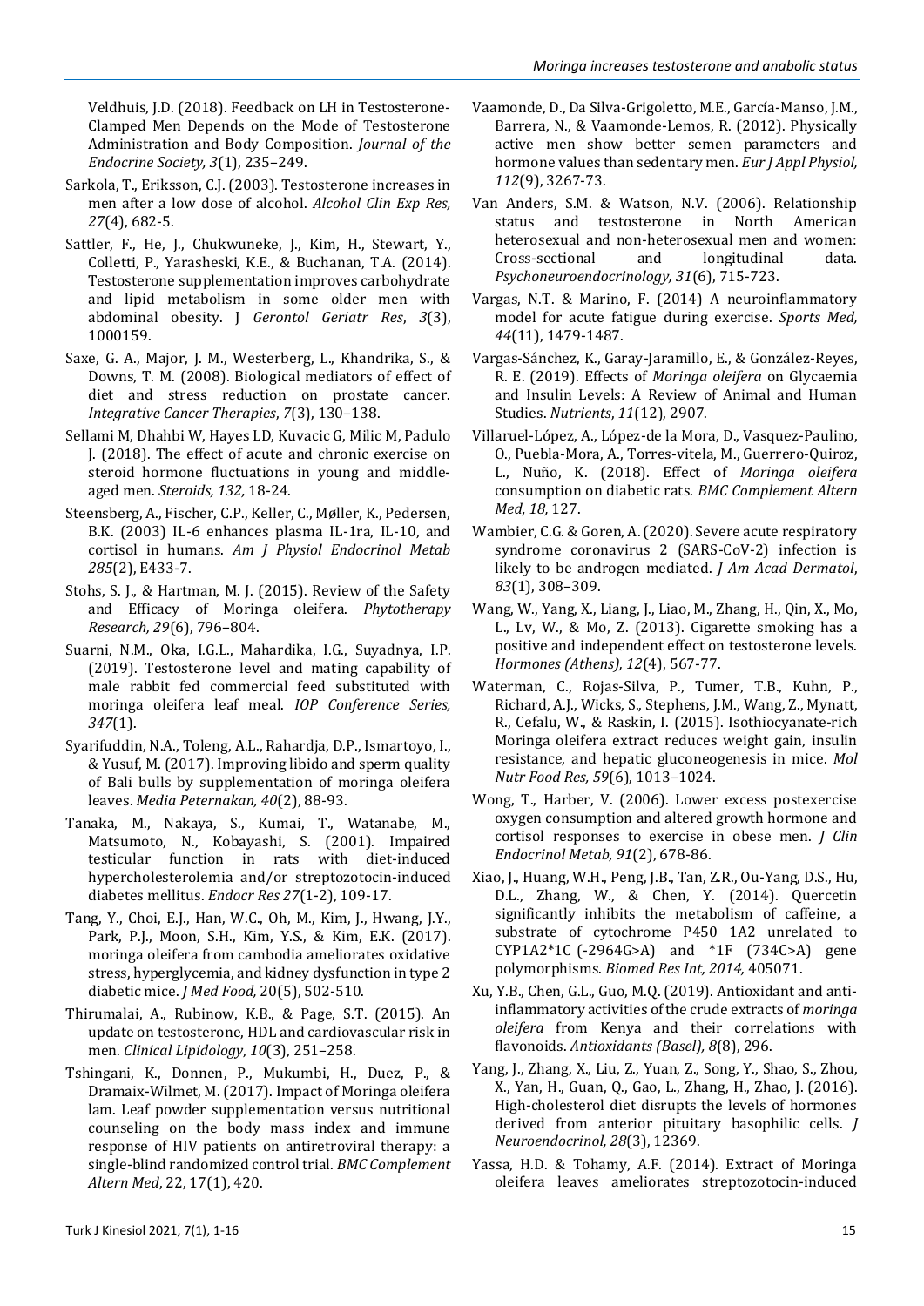Veldhuis, J.D. (2018). Feedback on LH in Testosterone-Clamped Men Depends on the Mode of Testosterone Administration and Body Composition. *Journal of the Endocrine Society, 3*(1), 235–249.

Sarkola, T., Eriksson, C.J. (2003). Testosterone increases in men after a low dose of alcohol. *Alcohol Clin Exp Res, 27*(4), 682-5.

Sattler, F., He, J., Chukwuneke, J., Kim, H., Stewart, Y., Colletti, P., Yarasheski, K.E., & Buchanan, T.A. (2014). Testosterone supplementation improves carbohydrate and lipid metabolism in some older men with abdominal obesity. J *Gerontol Geriatr Res*, *3*(3), 1000159.

Saxe, G. A., Major, J. M., Westerberg, L., Khandrika, S., & Downs, T. M. (2008). Biological mediators of effect of diet and stress reduction on prostate cancer. *Integrative Cancer Therapies*, *7*(3), 130–138.

Sellami M, Dhahbi W, Hayes LD, Kuvacic G, Milic M, Padulo J. (2018). The effect of acute and chronic exercise on steroid hormone fluctuations in young and middle-aged men. *Steroids, 132,* 18-24.

Steensberg, A., Fischer, C.P., Keller, C., Møller, K., Pedersen, B.K. (2003) IL-6 enhances plasma IL-1ra, IL-10, and cortisol in humans. *Am J Physiol Endocrinol Metab 285*(2), E433-7.

Stohs, S. J., & Hartman, M. J. (2015). Review of the Safety and Efficacy of Moringa oleifera. *Phytotherapy Research, 29*(6), 796–804.

Suarni, N.M., Oka, I.G.L., Mahardika, I.G., Suyadnya, I.P. (2019). Testosterone level and mating capability of male rabbit fed commercial feed substituted with moringa oleifera leaf meal. *IOP Conference Series, 347*(1).

Syarifuddin, N.A., Toleng, A.L., Rahardja, D.P., Ismartoyo, I., & Yusuf, M. (2017). Improving libido and sperm quality of Bali bulls by supplementation of moringa oleifera leaves. *Media Peternakan, 40*(2), 88-93.

Tanaka, M., Nakaya, S., Kumai, T., Watanabe, M., Matsumoto, N., Kobayashi, S. (2001). Impaired testicular function in rats with diet-induced hypercholesterolemia and/or streptozotocin-induced diabetes mellitus. *Endocr Res 27*(1-2), 109-17.

Tang, Y., Choi, E.J., Han, W.C., Oh, M., Kim, J., Hwang, J.Y., Park, P.J., Moon, S.H., Kim, Y.S., & Kim, E.K. (2017). moringa oleifera from cambodia ameliorates oxidative stress, hyperglycemia, and kidney dysfunction in type 2 diabetic mice. *J Med Food,* 20(5), 502-510.

Thirumalai, A., Rubinow, K.B., & Page, S.T. (2015). An update on testosterone, HDL and cardiovascular risk in men. *Clinical Lipidology*, *10*(3), 251–258.

Tshingani, K., Donnen, P., Mukumbi, H., Duez, P., & Dramaix-Wilmet, M. (2017). Impact of Moringa oleifera lam. Leaf powder supplementation versus nutritional counseling on the body mass index and immune response of HIV patients on antiretroviral therapy: a single-blind randomized control trial. *BMC Complement Altern Med*, 22, 17(1), 420.

Vaamonde, D., Da Silva-Grigoletto, M.E., García-Manso, J.M., Barrera, N., & Vaamonde-Lemos, R. (2012). Physically active men show better semen parameters and hormone values than sedentary men. *Eur J Appl Physiol, 112*(9), 3267-73.

Van Anders, S.M. & Watson, N.V. (2006). Relationship status and testosterone in North American heterosexual and non-heterosexual men and women: Cross-sectional and longitudinal data. *Psychoneuroendocrinology, 31*(6), 715-723.

Vargas, N.T. & Marino, F. (2014) A neuroinflammatory model for acute fatigue during exercise. *Sports Med, 44*(11), 1479-1487.

Vargas-Sánchez, K., Garay-Jaramillo, E., & González-Reyes, R. E. (2019). Effects of *Moringa oleifera* on Glycaemia and Insulin Levels: A Review of Animal and Human Studies. *Nutrients*, *11*(12), 2907.

Villaruel-López, A., López-de la Mora, D., Vasquez-Paulino, O., Puebla-Mora, A., Torres-vitela, M., Guerrero-Quiroz, L., Nuño, K. (2018). Effect of *Moringa oleifera* consumption on diabetic rats. *BMC Complement Altern Med, 18,* 127.

Wambier, C.G. & Goren, A. (2020). Severe acute respiratory syndrome coronavirus 2 (SARS-CoV-2) infection is likely to be androgen mediated. *J Am Acad Dermatol*, *83*(1), 308–309.

Wang, W., Yang, X., Liang, J., Liao, M., Zhang, H., Qin, X., Mo, L., Lv, W., & Mo, Z. (2013). Cigarette smoking has a positive and independent effect on testosterone levels. *Hormones (Athens), 12*(4), 567-77.

Waterman, C., Rojas-Silva, P., Tumer, T.B., Kuhn, P., Richard, A.J., Wicks, S., Stephens, J.M., Wang, Z., Mynatt, R., Cefalu, W., & Raskin, I. (2015). Isothiocyanate-rich Moringa oleifera extract reduces weight gain, insulin resistance, and hepatic gluconeogenesis in mice. *Mol Nutr Food Res, 59*(6), 1013–1024.

Wong, T., Harber, V. (2006). Lower excess postexercise oxygen consumption and altered growth hormone and cortisol responses to exercise in obese men. *J Clin Endocrinol Metab, 91*(2), 678-86.

Xiao, J., Huang, W.H., Peng, J.B., Tan, Z.R., Ou-Yang, D.S., Hu, D.L., Zhang, W., & Chen, Y. (2014). Quercetin significantly inhibits the metabolism of caffeine, a substrate of cytochrome P450 1A2 unrelated to CYP1A2*1C (-2964G>A) and *1F (734C>A) gene polymorphisms. *Biomed Res Int, 2014,* 405071.

Xu, Y.B., Chen, G.L., Guo, M.Q. (2019). Antioxidant and anti-inflammatory activities of the crude extracts of *moringa oleifera* from Kenya and their correlations with flavonoids. *Antioxidants (Basel), 8*(8), 296.

Yang, J., Zhang, X., Liu, Z., Yuan, Z., Song, Y., Shao, S., Zhou, X., Yan, H., Guan, Q., Gao, L., Zhang, H., Zhao, J. (2016). High-cholesterol diet disrupts the levels of hormones derived from anterior pituitary basophilic cells. *J Neuroendocrinol, 28*(3), 12369.

Yassa, H.D. & Tohamy, A.F. (2014). Extract of Moringa oleifera leaves ameliorates streptozotocin-induced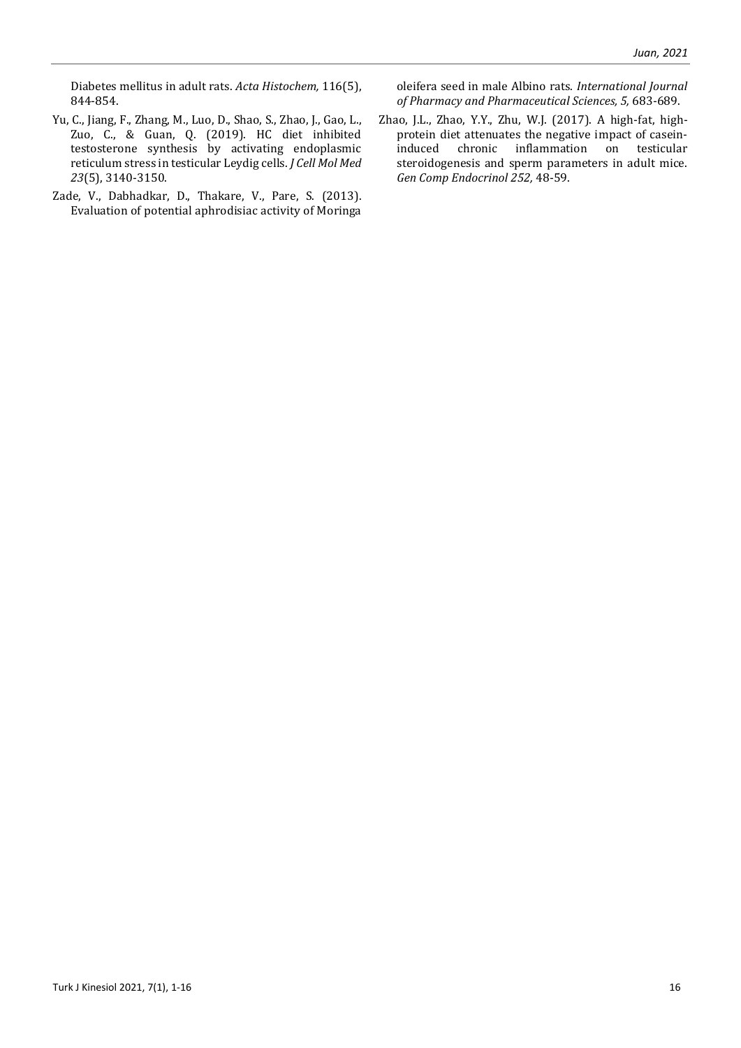Diabetes mellitus in adult rats. *Acta Histochem,* 116(5), 844-854.

Yu, C., Jiang, F., Zhang, M., Luo, D., Shao, S., Zhao, J., Gao, L., Zuo, C., & Guan, Q. (2019). HC diet inhibited testosterone synthesis by activating endoplasmic reticulum stress in testicular Leydig cells. *J Cell Mol Med 23*(5), 3140-3150.

Zade, V., Dabhadkar, D., Thakare, V., Pare, S. (2013). Evaluation of potential aphrodisiac activity of Moringa oleifera seed in male Albino rats. *International Journal of Pharmacy and Pharmaceutical Sciences, 5,* 683-689.

Zhao, J.L., Zhao, Y.Y., Zhu, W.J. (2017). A high-fat, high-protein diet attenuates the negative impact of casein-induced chronic inflammation on testicular steroidogenesis and sperm parameters in adult mice. *Gen Comp Endocrinol 252,* 48-59.